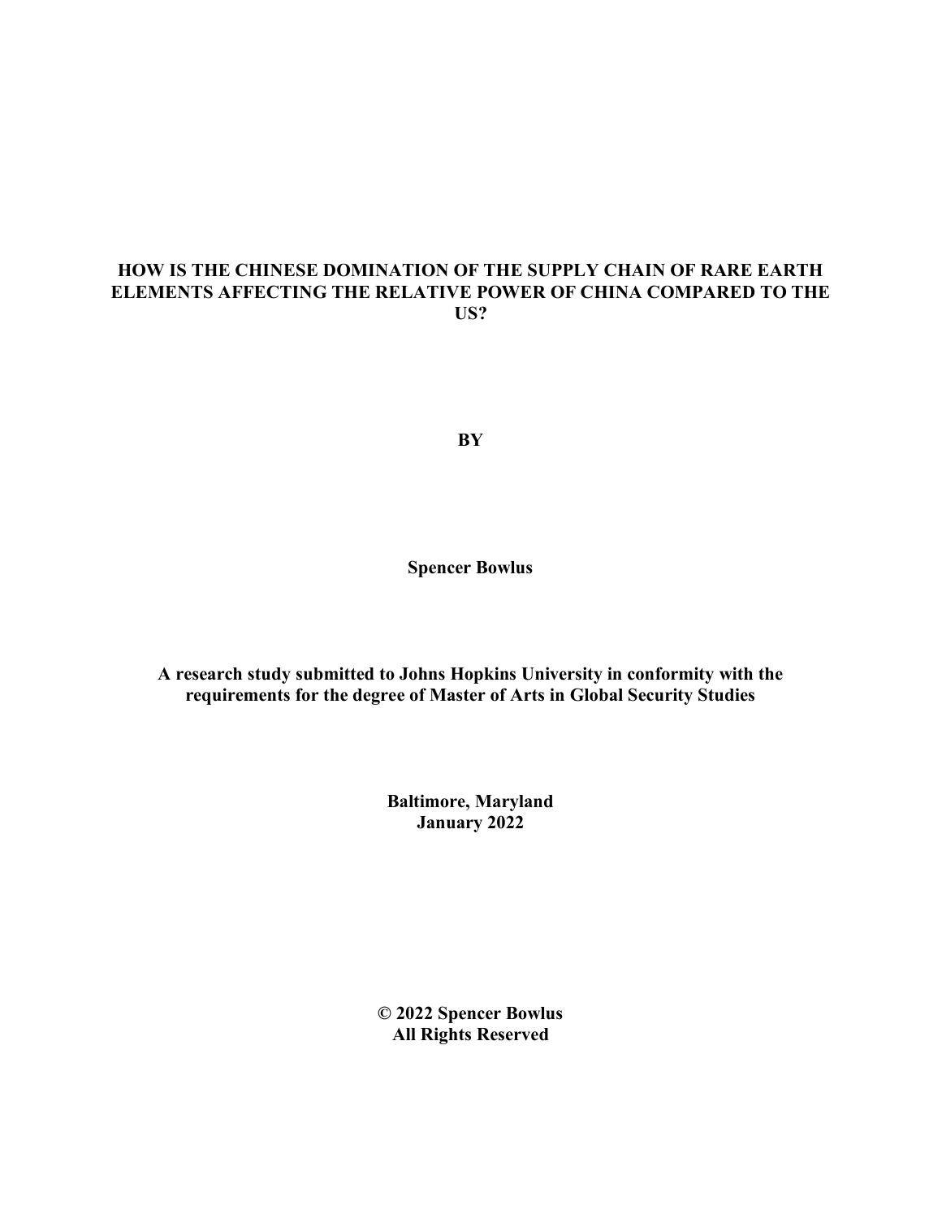# HOW IS THE CHINESE DOMINATION OF THE SUPPLY CHAIN OF RARE EARTH ELEMENTS AFFECTING THE RELATIVE POWER OF CHINA COMPARED TO THE US?

**BY**

**Spencer Bowlus**

**A research study submitted to Johns Hopkins University in conformity with the requirements for the degree of Master of Arts in Global Security Studies**

**Baltimore, Maryland**
**January 2022**

**© 2022 Spencer Bowlus**
**All Rights Reserved**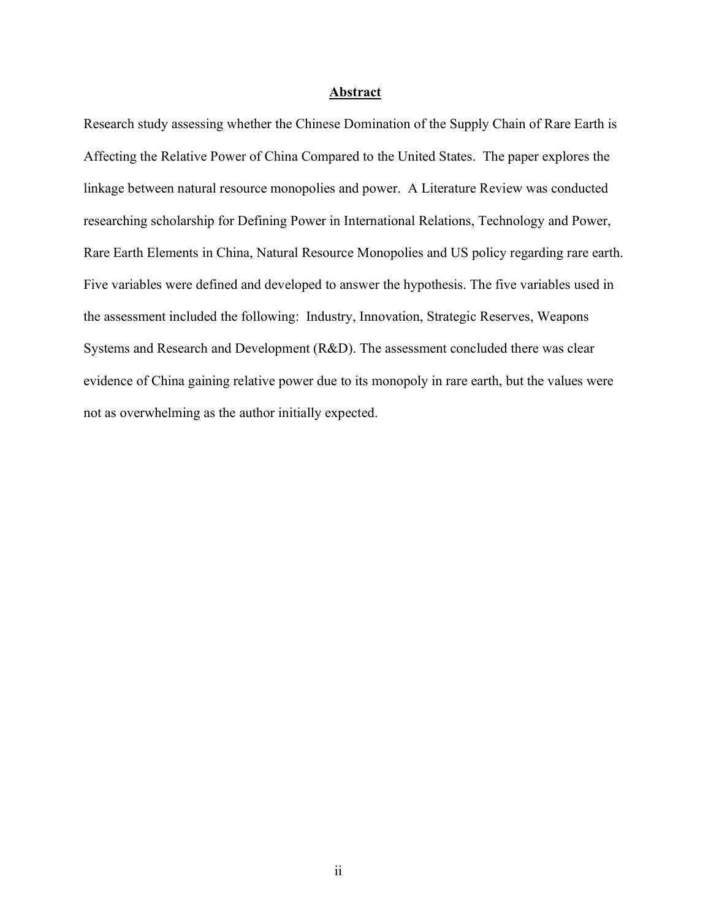## Abstract

Research study assessing whether the Chinese Domination of the Supply Chain of Rare Earth is Affecting the Relative Power of China Compared to the United States. The paper explores the linkage between natural resource monopolies and power. A Literature Review was conducted researching scholarship for Defining Power in International Relations, Technology and Power, Rare Earth Elements in China, Natural Resource Monopolies and US policy regarding rare earth. Five variables were defined and developed to answer the hypothesis. The five variables used in the assessment included the following: Industry, Innovation, Strategic Reserves, Weapons Systems and Research and Development (R&D). The assessment concluded there was clear evidence of China gaining relative power due to its monopoly in rare earth, but the values were not as overwhelming as the author initially expected.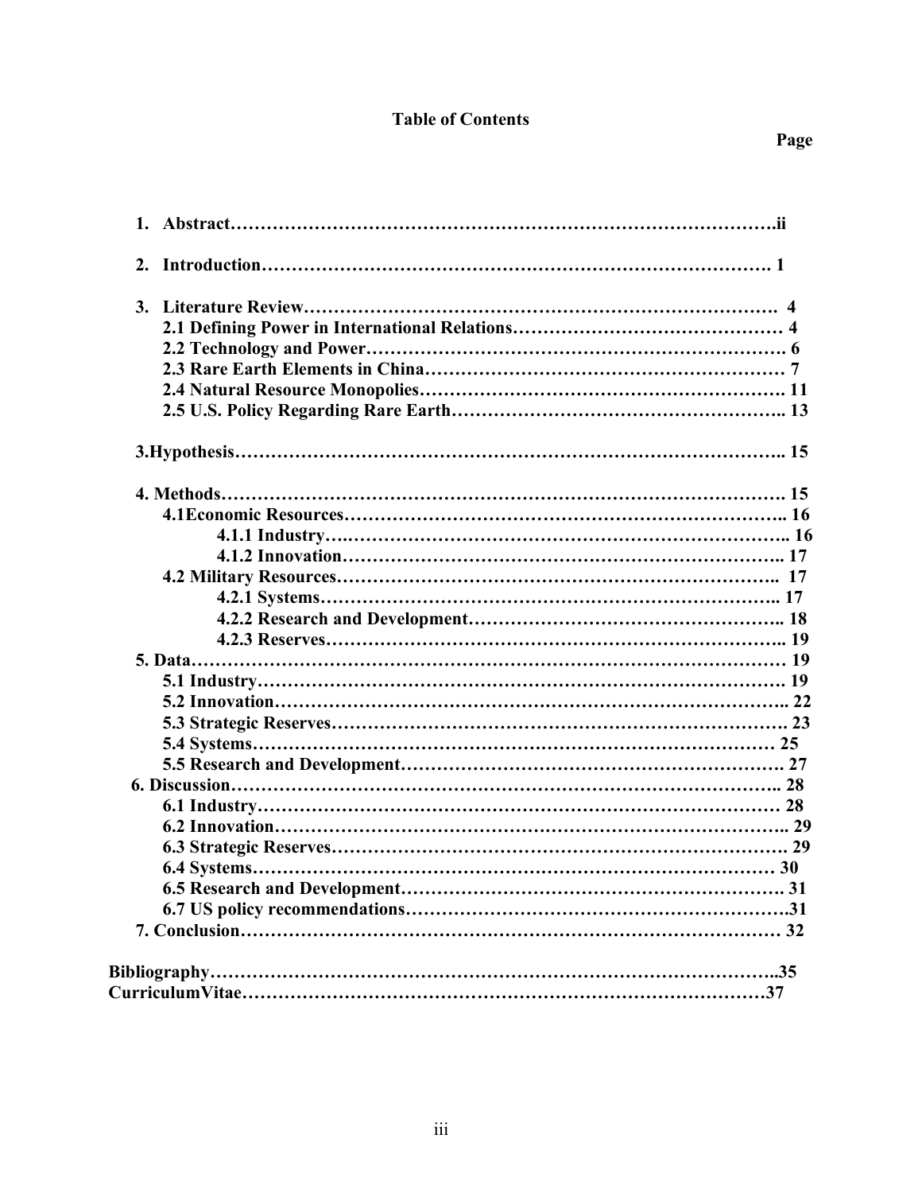# Table of Contents

Page

1. Abstract……………………………………………………………………………ii
2. Introduction………………………………………………………………………. 1
3. Literature Review…………………………………………………………………. 4
   - 2.1 Defining Power in International Relations……………………………………… 4
   - 2.2 Technology and Power……………………………………………………………. 6
   - 2.3 Rare Earth Elements in China…………………………………………………… 7
   - 2.4 Natural Resource Monopolies……………………………………………………. 11
   - 2.5 U.S. Policy Regarding Rare Earth……………………………………………….. 13

3.Hypothesis……………………………………………………………………………….. 15

4. Methods………………………………………………………………………………. 15
   - 4.1Economic Resources……………………………………………………………….. 16
     - 4.1.1 Industry….………………………………………………………………….. 16
     - 4.1.2 Innovation…………………………………………………………………. 17
   - 4.2 Military Resources…………………………………………………………….. 17
     - 4.2.1 Systems…………………………………………………………………….. 17
     - 4.2.2 Research and Development…………………………………………….. 18
     - 4.2.3 Reserves…………………………………………………………………….. 19
5. Data…………………………………………………………………………………… 19
   - 5.1 Industry…………………………………………………………………………. 19
   - 5.2 Innovation………………………………………………………………………….. 22
   - 5.3 Strategic Reserves………………………………………………………………. 23
   - 5.4 Systems……………………………………………………………………… 25
   - 5.5 Research and Development…………………………………………………. 27
6. Discussion…………………………………………………………………………….. 28
   - 6.1 Industry………………………………………………………………………… 28
   - 6.2 Innovation………………………………………………………………………….. 29
   - 6.3 Strategic Reserves………………………………………………………………. 29
   - 6.4 Systems……………………………………………………………………… 30
   - 6.5 Research and Development…………………………………………………. 31
   - 6.7 US policy recommendations………………………………………………….31
7. Conclusion…………………………………………………………………………… 32

Bibliography……………………………………………………………………………..35

CurriculumVitae…………………………………………………………………………37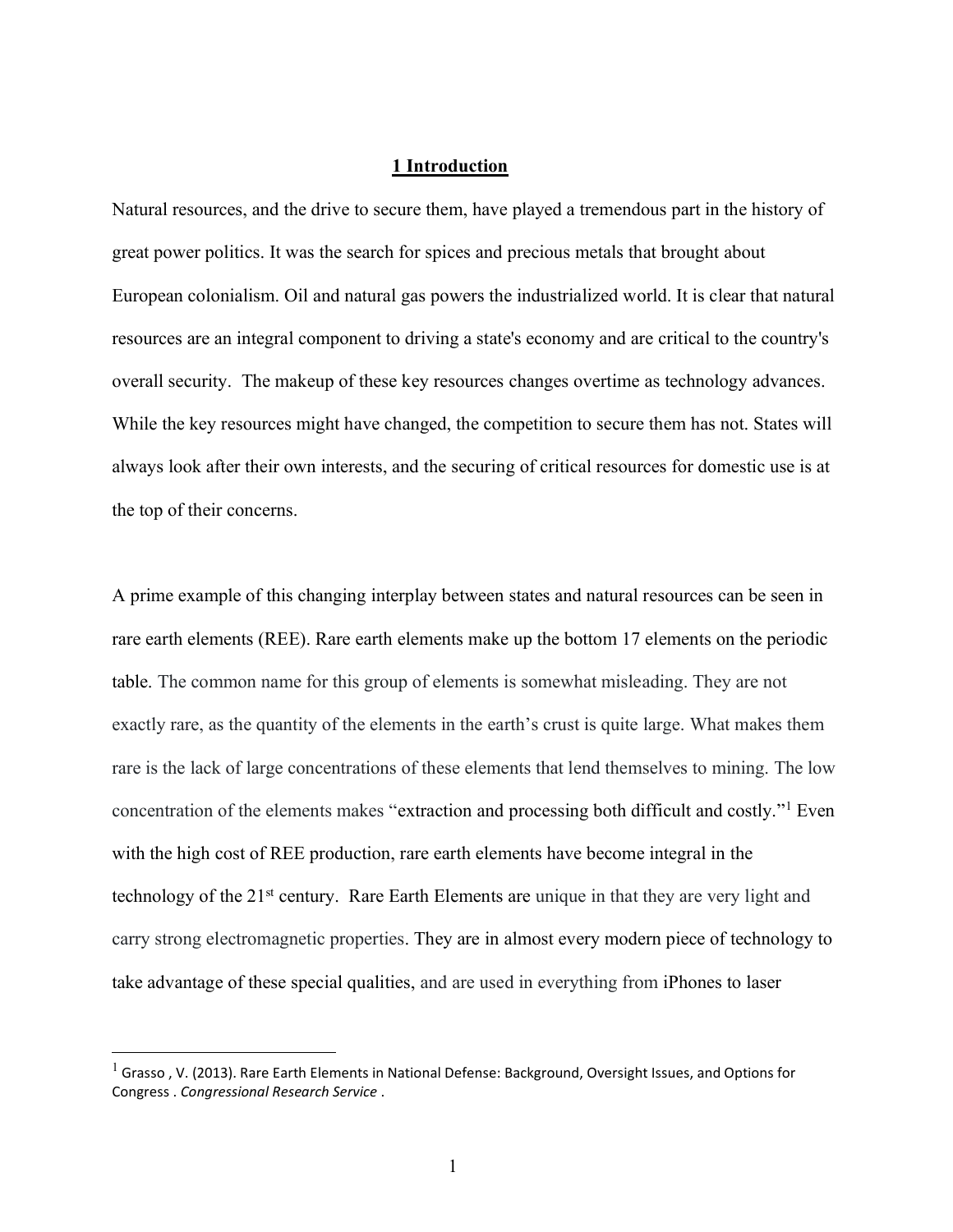# 1 Introduction

Natural resources, and the drive to secure them, have played a tremendous part in the history of great power politics. It was the search for spices and precious metals that brought about European colonialism. Oil and natural gas powers the industrialized world. It is clear that natural resources are an integral component to driving a state's economy and are critical to the country's overall security. The makeup of these key resources changes overtime as technology advances. While the key resources might have changed, the competition to secure them has not. States will always look after their own interests, and the securing of critical resources for domestic use is at the top of their concerns.

A prime example of this changing interplay between states and natural resources can be seen in rare earth elements (REE). Rare earth elements make up the bottom 17 elements on the periodic table. The common name for this group of elements is somewhat misleading. They are not exactly rare, as the quantity of the elements in the earth's crust is quite large. What makes them rare is the lack of large concentrations of these elements that lend themselves to mining. The low concentration of the elements makes "extraction and processing both difficult and costly."[1] Even with the high cost of REE production, rare earth elements have become integral in the technology of the 21st century. Rare Earth Elements are unique in that they are very light and carry strong electromagnetic properties. They are in almost every modern piece of technology to take advantage of these special qualities, and are used in everything from iPhones to laser

[1] Grasso , V. (2013). Rare Earth Elements in National Defense: Background, Oversight Issues, and Options for Congress . *Congressional Research Service* .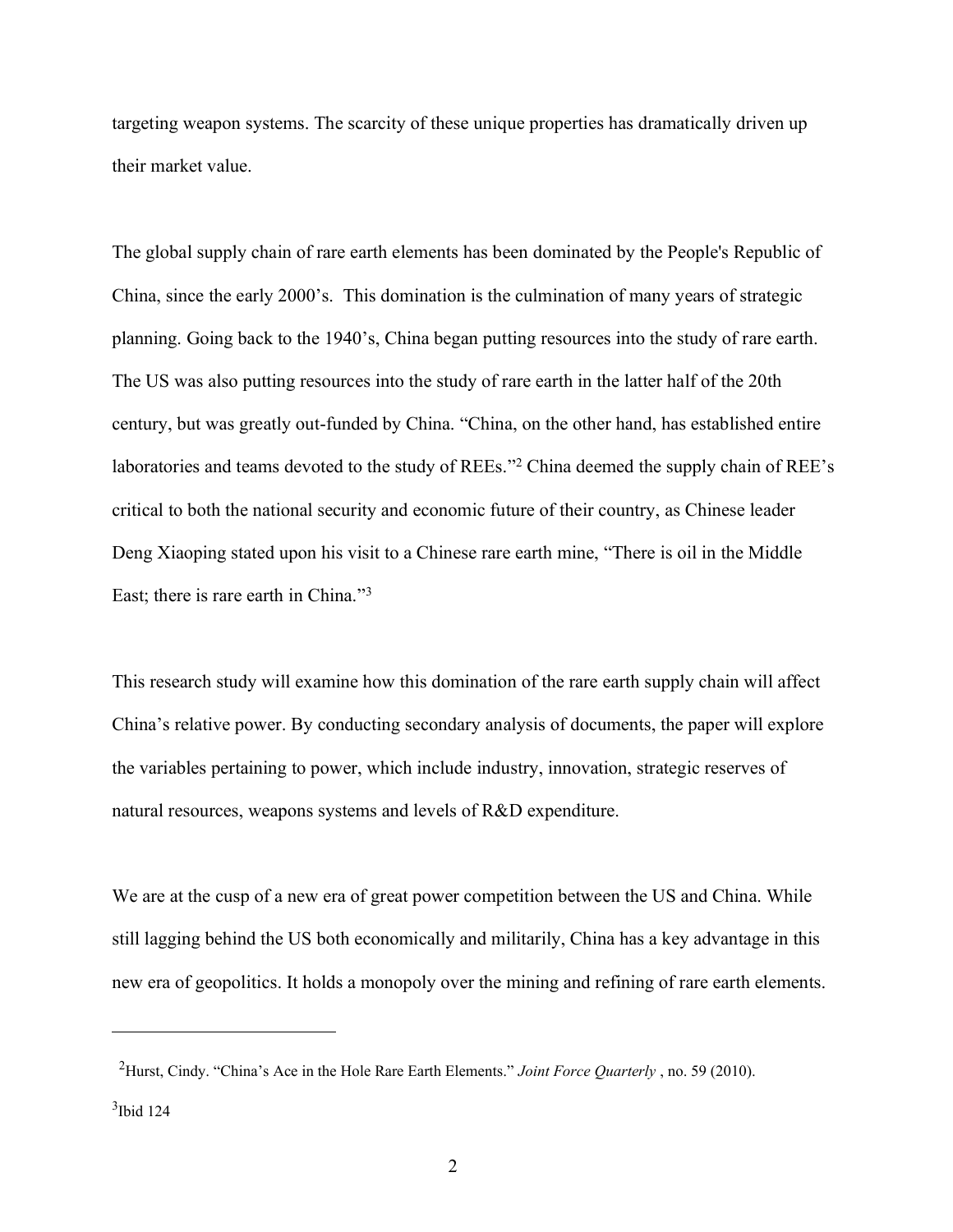targeting weapon systems. The scarcity of these unique properties has dramatically driven up their market value.

The global supply chain of rare earth elements has been dominated by the People's Republic of China, since the early 2000's. This domination is the culmination of many years of strategic planning. Going back to the 1940's, China began putting resources into the study of rare earth. The US was also putting resources into the study of rare earth in the latter half of the 20th century, but was greatly out-funded by China. "China, on the other hand, has established entire laboratories and teams devoted to the study of REEs."[2] China deemed the supply chain of REE's critical to both the national security and economic future of their country, as Chinese leader Deng Xiaoping stated upon his visit to a Chinese rare earth mine, "There is oil in the Middle East; there is rare earth in China."[3]

This research study will examine how this domination of the rare earth supply chain will affect China's relative power. By conducting secondary analysis of documents, the paper will explore the variables pertaining to power, which include industry, innovation, strategic reserves of natural resources, weapons systems and levels of R&D expenditure.

We are at the cusp of a new era of great power competition between the US and China. While still lagging behind the US both economically and militarily, China has a key advantage in this new era of geopolitics. It holds a monopoly over the mining and refining of rare earth elements.

---

[2] Hurst, Cindy. "China's Ace in the Hole Rare Earth Elements." *Joint Force Quarterly* , no. 59 (2010).

[3] Ibid 124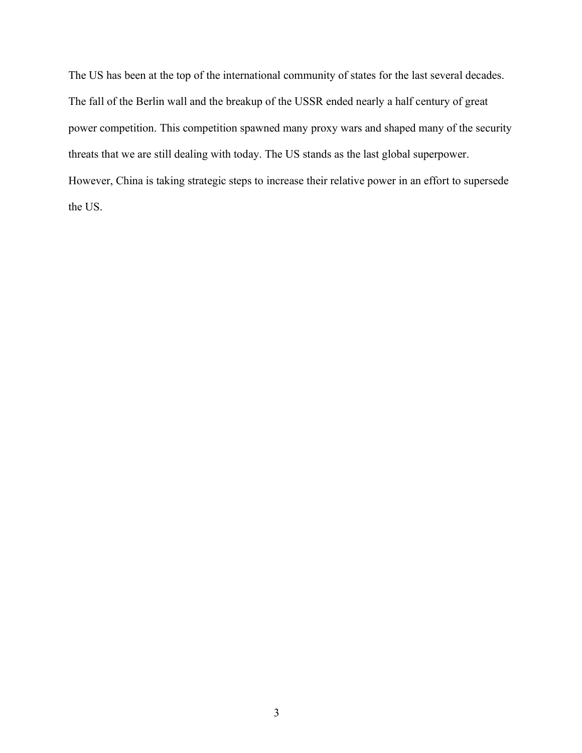The US has been at the top of the international community of states for the last several decades. The fall of the Berlin wall and the breakup of the USSR ended nearly a half century of great power competition. This competition spawned many proxy wars and shaped many of the security threats that we are still dealing with today. The US stands as the last global superpower. However, China is taking strategic steps to increase their relative power in an effort to supersede the US.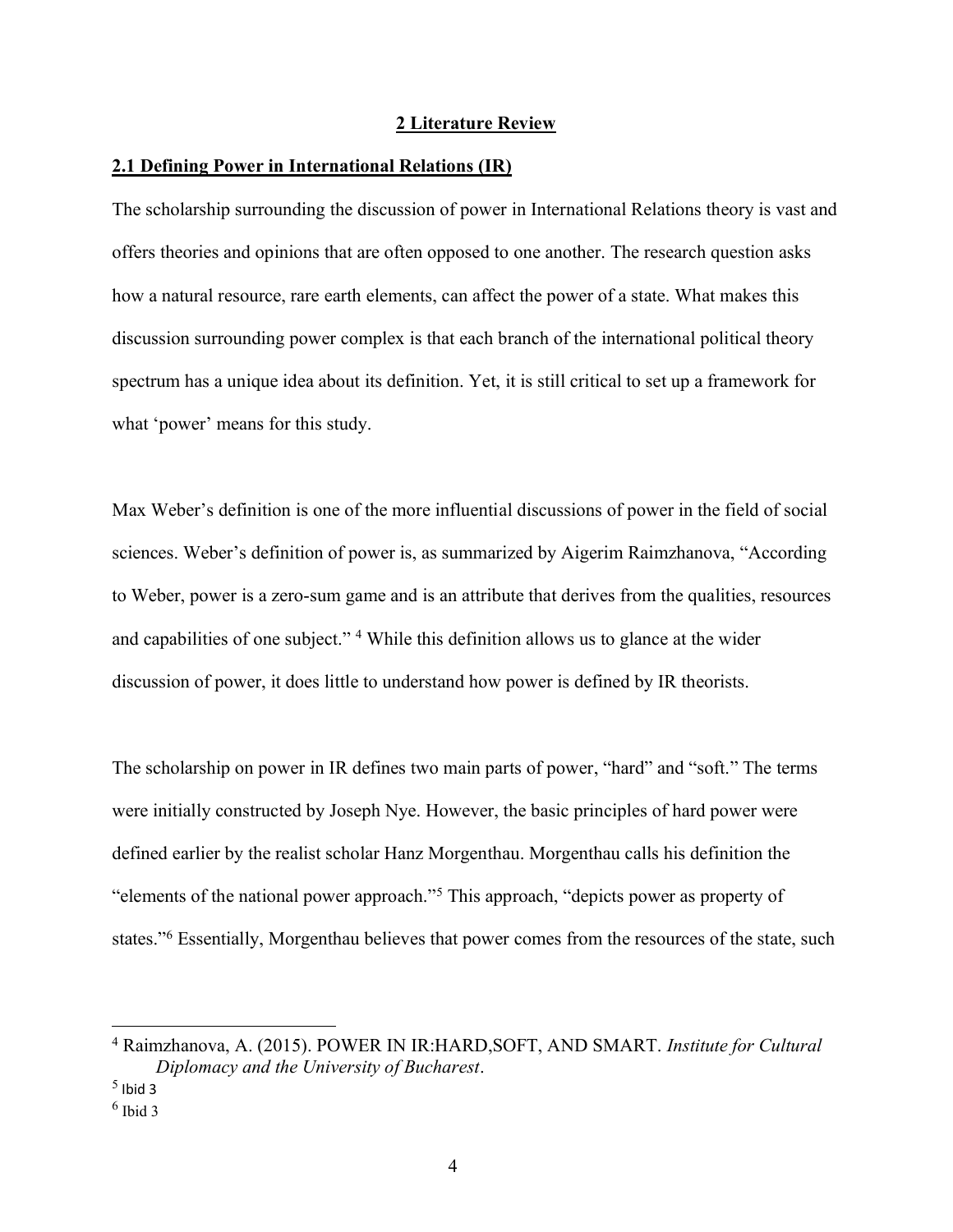# 2 Literature Review

## 2.1 Defining Power in International Relations (IR)

The scholarship surrounding the discussion of power in International Relations theory is vast and offers theories and opinions that are often opposed to one another. The research question asks how a natural resource, rare earth elements, can affect the power of a state. What makes this discussion surrounding power complex is that each branch of the international political theory spectrum has a unique idea about its definition. Yet, it is still critical to set up a framework for what 'power' means for this study.

Max Weber's definition is one of the more influential discussions of power in the field of social sciences. Weber's definition of power is, as summarized by Aigerim Raimzhanova, "According to Weber, power is a zero-sum game and is an attribute that derives from the qualities, resources and capabilities of one subject." [4] While this definition allows us to glance at the wider discussion of power, it does little to understand how power is defined by IR theorists.

The scholarship on power in IR defines two main parts of power, "hard" and "soft." The terms were initially constructed by Joseph Nye. However, the basic principles of hard power were defined earlier by the realist scholar Hanz Morgenthau. Morgenthau calls his definition the "elements of the national power approach."[5] This approach, "depicts power as property of states."[6] Essentially, Morgenthau believes that power comes from the resources of the state, such

---

[4] Raimzhanova, A. (2015). POWER IN IR:HARD,SOFT, AND SMART. *Institute for Cultural Diplomacy and the University of Bucharest*.

[5] Ibid 3

[6] Ibid 3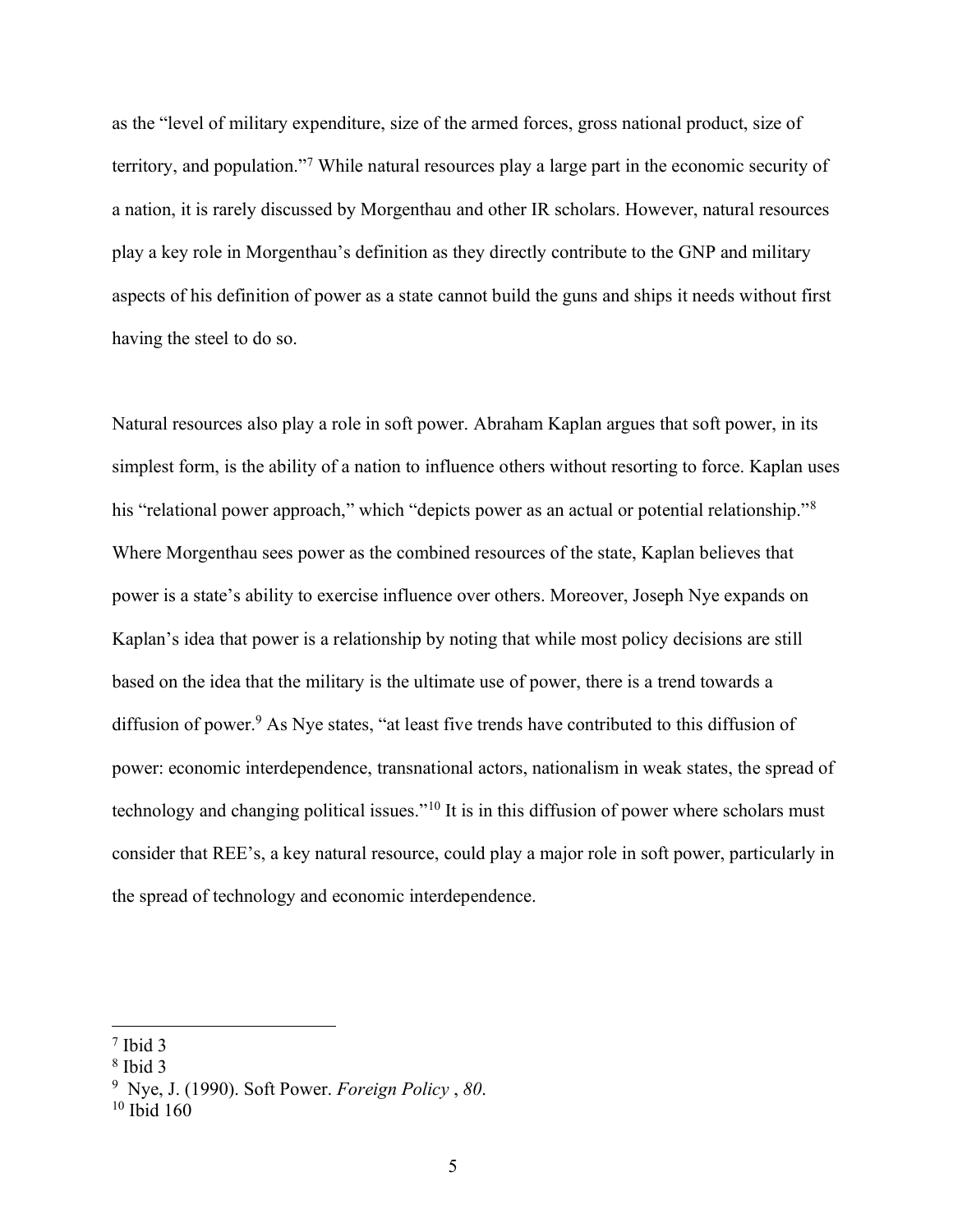as the "level of military expenditure, size of the armed forces, gross national product, size of territory, and population."[7] While natural resources play a large part in the economic security of a nation, it is rarely discussed by Morgenthau and other IR scholars. However, natural resources play a key role in Morgenthau's definition as they directly contribute to the GNP and military aspects of his definition of power as a state cannot build the guns and ships it needs without first having the steel to do so.

Natural resources also play a role in soft power. Abraham Kaplan argues that soft power, in its simplest form, is the ability of a nation to influence others without resorting to force. Kaplan uses his "relational power approach," which "depicts power as an actual or potential relationship."[8] Where Morgenthau sees power as the combined resources of the state, Kaplan believes that power is a state's ability to exercise influence over others. Moreover, Joseph Nye expands on Kaplan's idea that power is a relationship by noting that while most policy decisions are still based on the idea that the military is the ultimate use of power, there is a trend towards a diffusion of power.[9] As Nye states, "at least five trends have contributed to this diffusion of power: economic interdependence, transnational actors, nationalism in weak states, the spread of technology and changing political issues."[10] It is in this diffusion of power where scholars must consider that REE's, a key natural resource, could play a major role in soft power, particularly in the spread of technology and economic interdependence.

---

[7] Ibid 3

[8] Ibid 3

[9] Nye, J. (1990). Soft Power. *Foreign Policy* , *80*.

[10] Ibid 160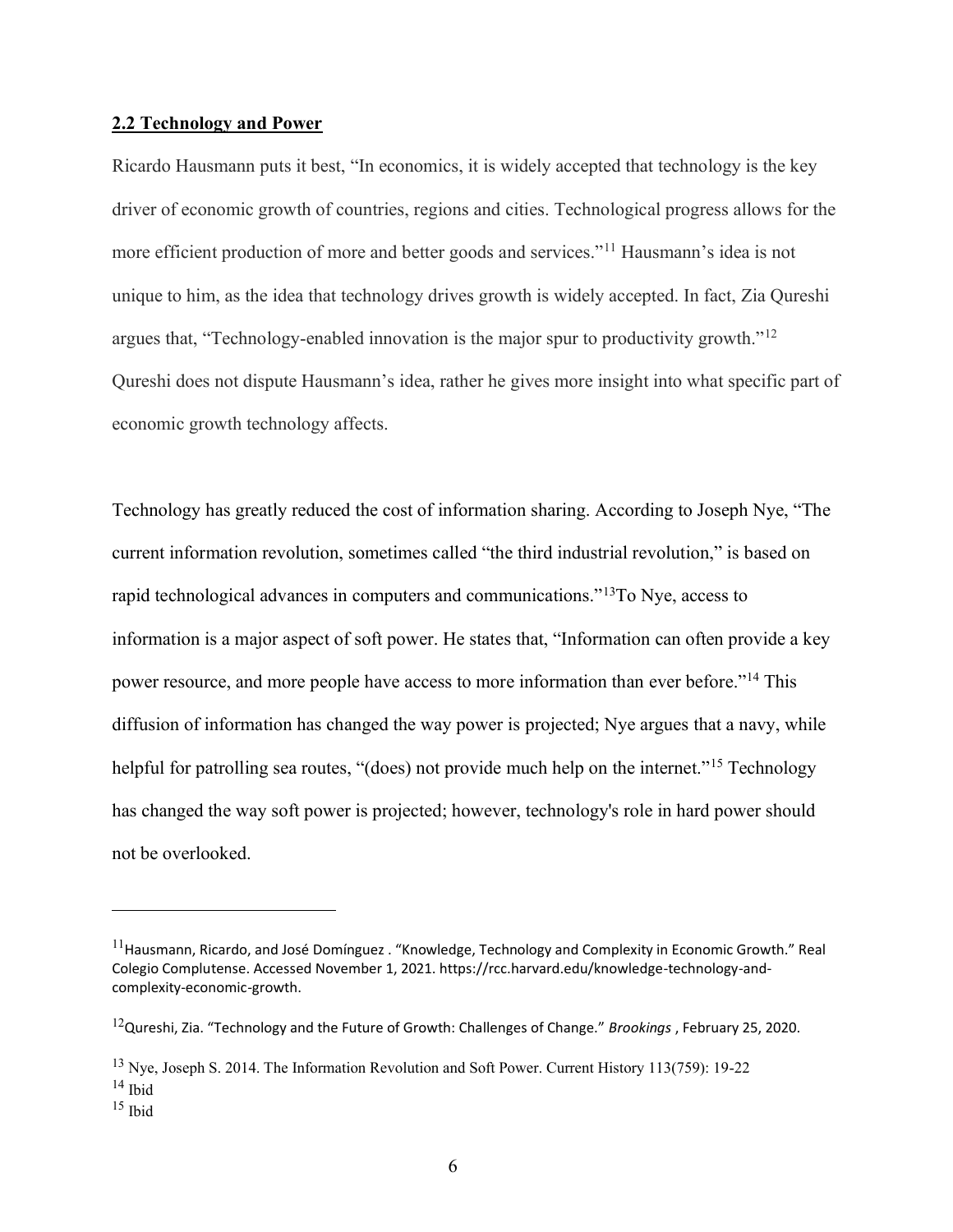## 2.2 Technology and Power

Ricardo Hausmann puts it best, "In economics, it is widely accepted that technology is the key driver of economic growth of countries, regions and cities. Technological progress allows for the more efficient production of more and better goods and services."[11] Hausmann's idea is not unique to him, as the idea that technology drives growth is widely accepted. In fact, Zia Qureshi argues that, "Technology-enabled innovation is the major spur to productivity growth."[12] Qureshi does not dispute Hausmann's idea, rather he gives more insight into what specific part of economic growth technology affects.

Technology has greatly reduced the cost of information sharing. According to Joseph Nye, "The current information revolution, sometimes called "the third industrial revolution," is based on rapid technological advances in computers and communications."[13]To Nye, access to information is a major aspect of soft power. He states that, "Information can often provide a key power resource, and more people have access to more information than ever before."[14] This diffusion of information has changed the way power is projected; Nye argues that a navy, while helpful for patrolling sea routes, "(does) not provide much help on the internet."[15] Technology has changed the way soft power is projected; however, technology's role in hard power should not be overlooked.

---

[11] Hausmann, Ricardo, and José Domínguez . "Knowledge, Technology and Complexity in Economic Growth." Real Colegio Complutense. Accessed November 1, 2021. https://rcc.harvard.edu/knowledge-technology-and-complexity-economic-growth.

[12] Qureshi, Zia. "Technology and the Future of Growth: Challenges of Change." *Brookings* , February 25, 2020.

[13] Nye, Joseph S. 2014. The Information Revolution and Soft Power. Current History 113(759): 19-22

[14] Ibid

[15] Ibid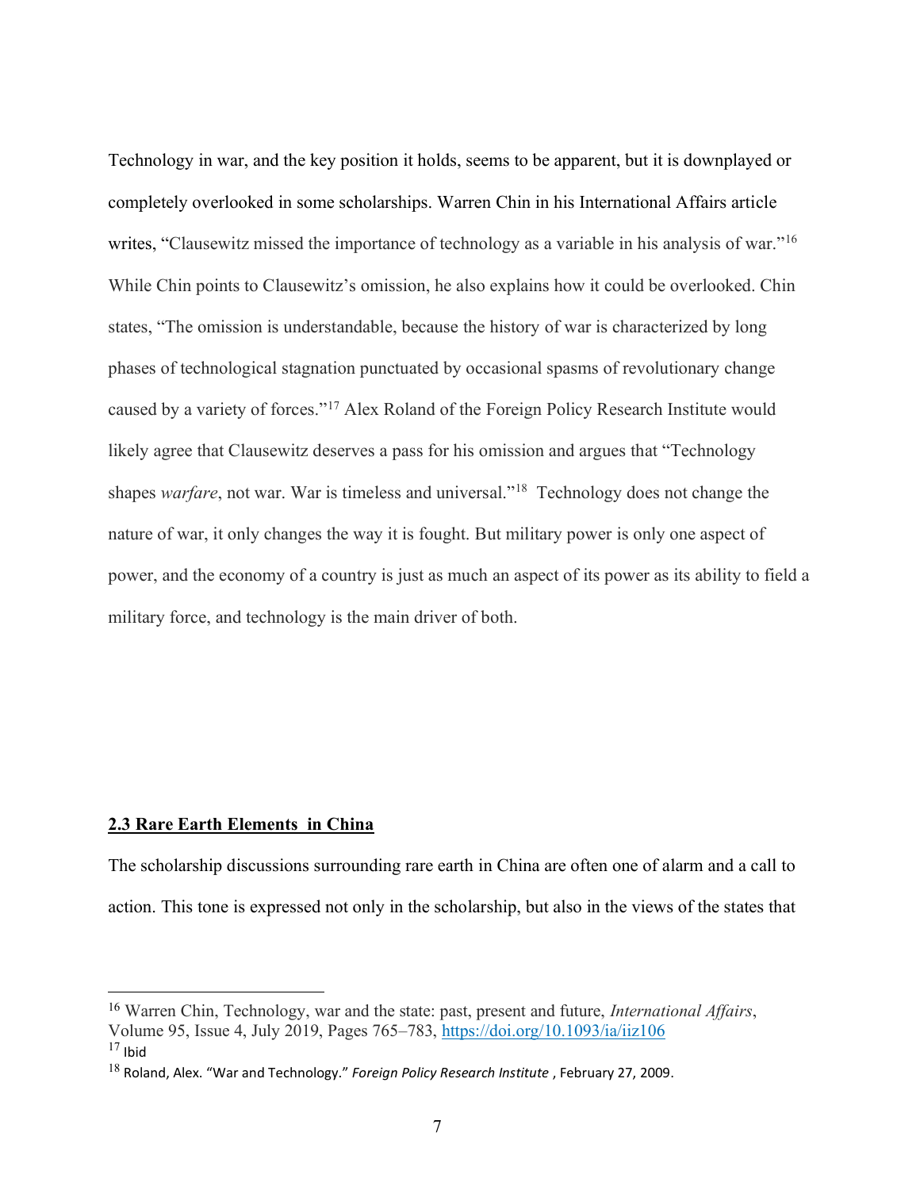Technology in war, and the key position it holds, seems to be apparent, but it is downplayed or completely overlooked in some scholarships. Warren Chin in his International Affairs article writes, “Clausewitz missed the importance of technology as a variable in his analysis of war.”[16] While Chin points to Clausewitz’s omission, he also explains how it could be overlooked. Chin states, “The omission is understandable, because the history of war is characterized by long phases of technological stagnation punctuated by occasional spasms of revolutionary change caused by a variety of forces.”[17] Alex Roland of the Foreign Policy Research Institute would likely agree that Clausewitz deserves a pass for his omission and argues that “Technology shapes *warfare*, not war. War is timeless and universal.”[18] Technology does not change the nature of war, it only changes the way it is fought. But military power is only one aspect of power, and the economy of a country is just as much an aspect of its power as its ability to field a military force, and technology is the main driver of both.

## **2.3 Rare Earth Elements in China**

The scholarship discussions surrounding rare earth in China are often one of alarm and a call to action. This tone is expressed not only in the scholarship, but also in the views of the states that

---

[16] Warren Chin, Technology, war and the state: past, present and future, *International Affairs*, Volume 95, Issue 4, July 2019, Pages 765–783, https://doi.org/10.1093/ia/iiz106

[17] Ibid

[18] Roland, Alex. “War and Technology.” *Foreign Policy Research Institute* , February 27, 2009.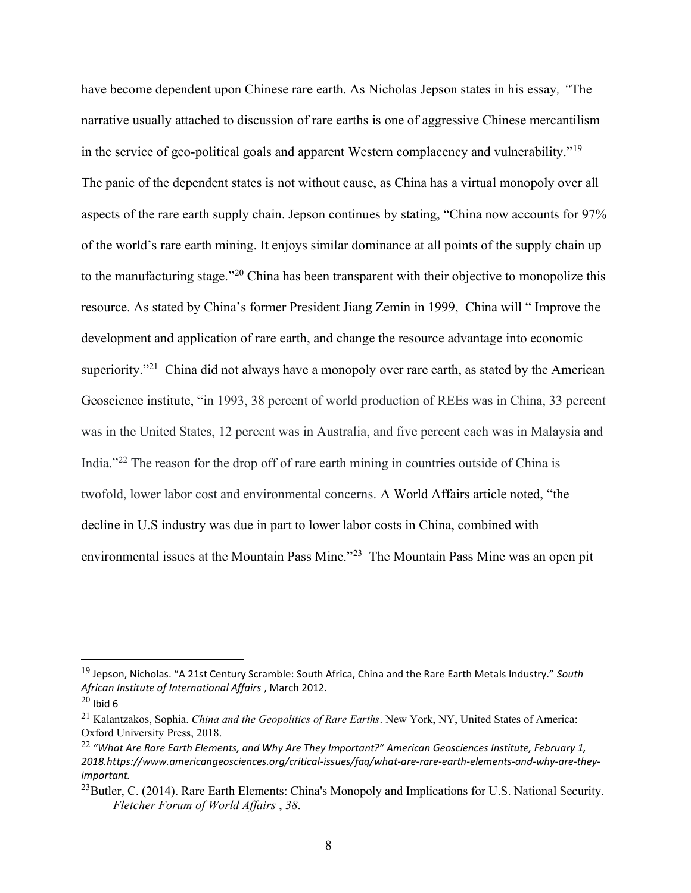have become dependent upon Chinese rare earth. As Nicholas Jepson states in his essay, *"*The narrative usually attached to discussion of rare earths is one of aggressive Chinese mercantilism in the service of geo-political goals and apparent Western complacency and vulnerability."[19] The panic of the dependent states is not without cause, as China has a virtual monopoly over all aspects of the rare earth supply chain. Jepson continues by stating, "China now accounts for 97% of the world's rare earth mining. It enjoys similar dominance at all points of the supply chain up to the manufacturing stage."[20] China has been transparent with their objective to monopolize this resource. As stated by China's former President Jiang Zemin in 1999, China will " Improve the development and application of rare earth, and change the resource advantage into economic superiority."[21] China did not always have a monopoly over rare earth, as stated by the American Geoscience institute, "in 1993, 38 percent of world production of REEs was in China, 33 percent was in the United States, 12 percent was in Australia, and five percent each was in Malaysia and India."[22] The reason for the drop off of rare earth mining in countries outside of China is twofold, lower labor cost and environmental concerns. A World Affairs article noted, "the decline in U.S industry was due in part to lower labor costs in China, combined with environmental issues at the Mountain Pass Mine."[23] The Mountain Pass Mine was an open pit

---

[19] Jepson, Nicholas. "A 21st Century Scramble: South Africa, China and the Rare Earth Metals Industry." *South African Institute of International Affairs* , March 2012.

[20] Ibid 6

[21] Kalantzakos, Sophia. *China and the Geopolitics of Rare Earths*. New York, NY, United States of America: Oxford University Press, 2018.

[22] *"What Are Rare Earth Elements, and Why Are They Important?" American Geosciences Institute, February 1, 2018.https://www.americangeosciences.org/critical-issues/faq/what-are-rare-earth-elements-and-why-are-they-important.*

[23] Butler, C. (2014). Rare Earth Elements: China's Monopoly and Implications for U.S. National Security. *Fletcher Forum of World Affairs* , *38*.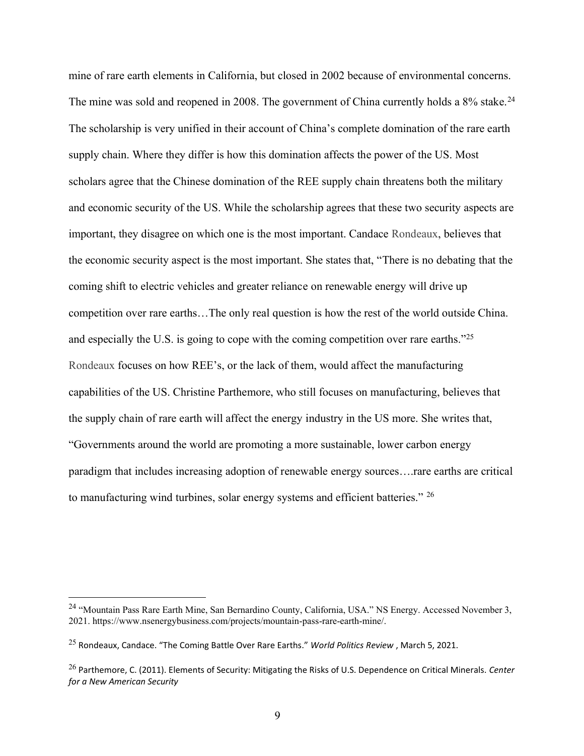mine of rare earth elements in California, but closed in 2002 because of environmental concerns. The mine was sold and reopened in 2008. The government of China currently holds a 8% stake.[24] The scholarship is very unified in their account of China's complete domination of the rare earth supply chain. Where they differ is how this domination affects the power of the US. Most scholars agree that the Chinese domination of the REE supply chain threatens both the military and economic security of the US. While the scholarship agrees that these two security aspects are important, they disagree on which one is the most important. Candace Rondeaux, believes that the economic security aspect is the most important. She states that, "There is no debating that the coming shift to electric vehicles and greater reliance on renewable energy will drive up competition over rare earths…The only real question is how the rest of the world outside China. and especially the U.S. is going to cope with the coming competition over rare earths."[25] Rondeaux focuses on how REE's, or the lack of them, would affect the manufacturing capabilities of the US. Christine Parthemore, who still focuses on manufacturing, believes that the supply chain of rare earth will affect the energy industry in the US more. She writes that, "Governments around the world are promoting a more sustainable, lower carbon energy paradigm that includes increasing adoption of renewable energy sources….rare earths are critical to manufacturing wind turbines, solar energy systems and efficient batteries." [26]

---

[24] "Mountain Pass Rare Earth Mine, San Bernardino County, California, USA." NS Energy. Accessed November 3, 2021. https://www.nsenergybusiness.com/projects/mountain-pass-rare-earth-mine/.

[25] Rondeaux, Candace. "The Coming Battle Over Rare Earths." *World Politics Review* , March 5, 2021.

[26] Parthemore, C. (2011). Elements of Security: Mitigating the Risks of U.S. Dependence on Critical Minerals. *Center for a New American Security*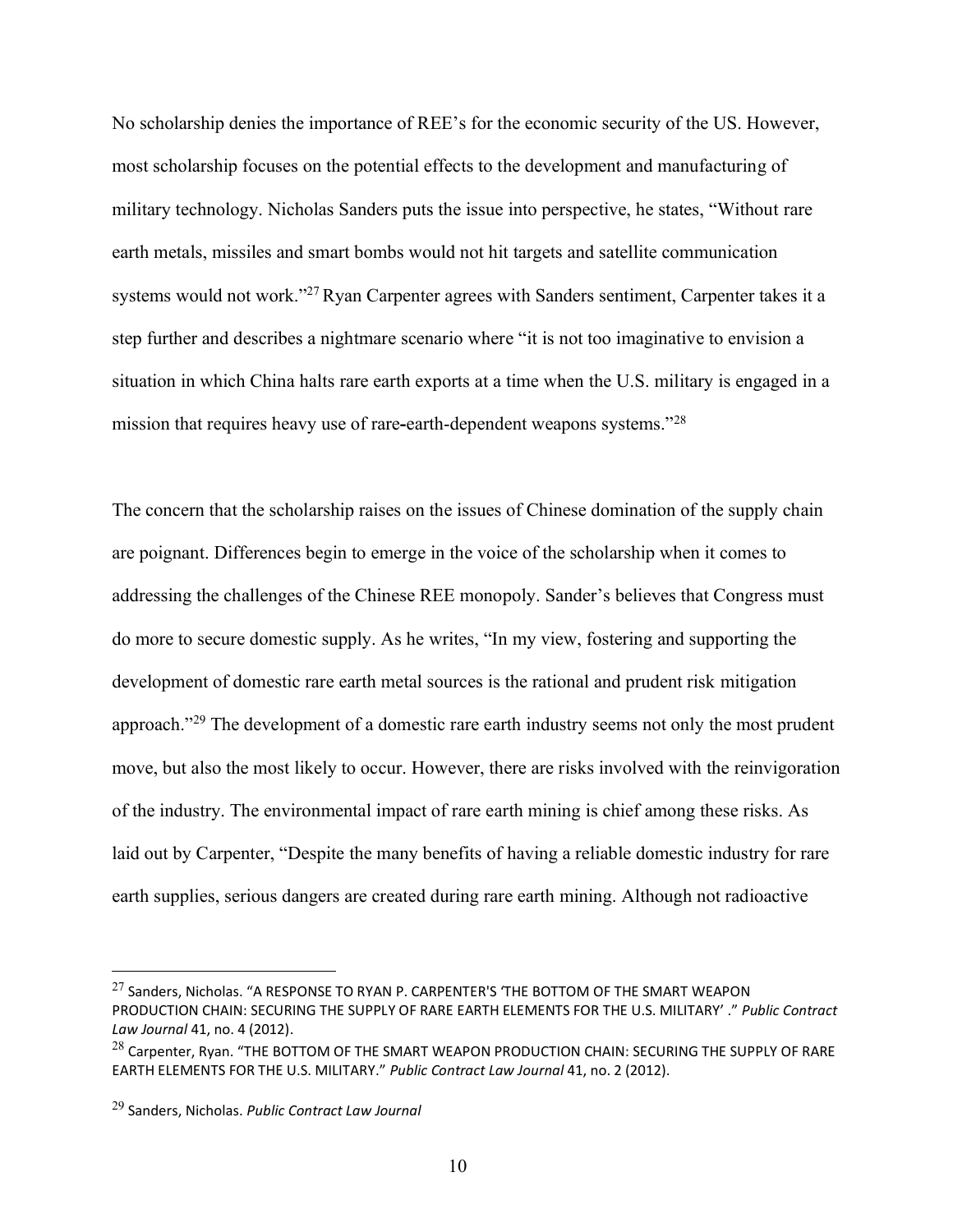No scholarship denies the importance of REE's for the economic security of the US. However, most scholarship focuses on the potential effects to the development and manufacturing of military technology. Nicholas Sanders puts the issue into perspective, he states, "Without rare earth metals, missiles and smart bombs would not hit targets and satellite communication systems would not work."[27] Ryan Carpenter agrees with Sanders sentiment, Carpenter takes it a step further and describes a nightmare scenario where "it is not too imaginative to envision a situation in which China halts rare earth exports at a time when the U.S. military is engaged in a mission that requires heavy use of rare-earth-dependent weapons systems."[28]

The concern that the scholarship raises on the issues of Chinese domination of the supply chain are poignant. Differences begin to emerge in the voice of the scholarship when it comes to addressing the challenges of the Chinese REE monopoly. Sander's believes that Congress must do more to secure domestic supply. As he writes, "In my view, fostering and supporting the development of domestic rare earth metal sources is the rational and prudent risk mitigation approach."[29] The development of a domestic rare earth industry seems not only the most prudent move, but also the most likely to occur. However, there are risks involved with the reinvigoration of the industry. The environmental impact of rare earth mining is chief among these risks. As laid out by Carpenter, "Despite the many benefits of having a reliable domestic industry for rare earth supplies, serious dangers are created during rare earth mining. Although not radioactive

---

[27] Sanders, Nicholas. "A RESPONSE TO RYAN P. CARPENTER'S 'THE BOTTOM OF THE SMART WEAPON PRODUCTION CHAIN: SECURING THE SUPPLY OF RARE EARTH ELEMENTS FOR THE U.S. MILITARY' ." *Public Contract Law Journal* 41, no. 4 (2012).

[28] Carpenter, Ryan. "THE BOTTOM OF THE SMART WEAPON PRODUCTION CHAIN: SECURING THE SUPPLY OF RARE EARTH ELEMENTS FOR THE U.S. MILITARY." *Public Contract Law Journal* 41, no. 2 (2012).

[29] Sanders, Nicholas. *Public Contract Law Journal*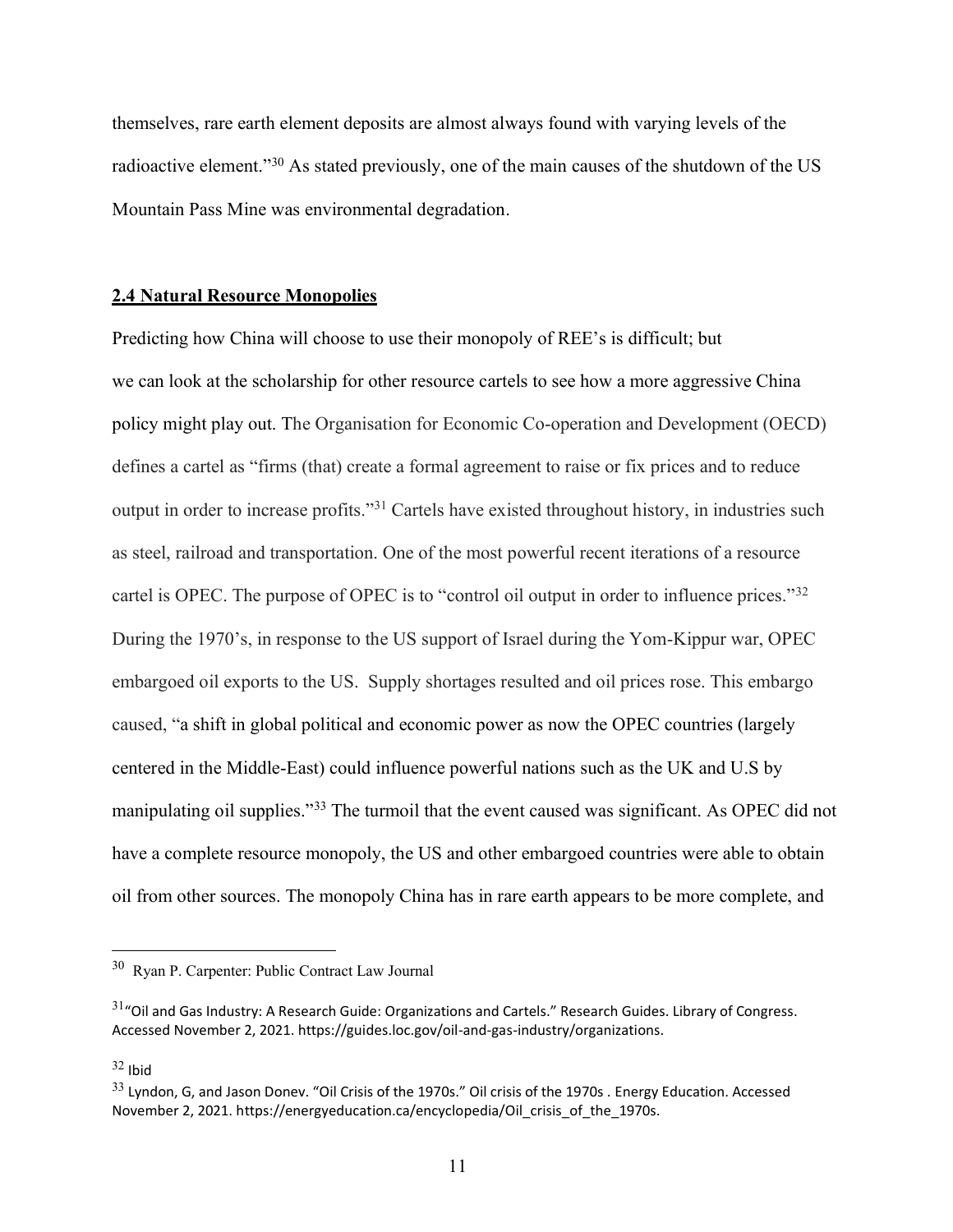themselves, rare earth element deposits are almost always found with varying levels of the radioactive element."[30] As stated previously, one of the main causes of the shutdown of the US Mountain Pass Mine was environmental degradation.

## **2.4 Natural Resource Monopolies**

Predicting how China will choose to use their monopoly of REE's is difficult; but we can look at the scholarship for other resource cartels to see how a more aggressive China policy might play out. The Organisation for Economic Co-operation and Development (OECD) defines a cartel as "firms (that) create a formal agreement to raise or fix prices and to reduce output in order to increase profits."[31] Cartels have existed throughout history, in industries such as steel, railroad and transportation. One of the most powerful recent iterations of a resource cartel is OPEC. The purpose of OPEC is to "control oil output in order to influence prices."[32] During the 1970's, in response to the US support of Israel during the Yom-Kippur war, OPEC embargoed oil exports to the US. Supply shortages resulted and oil prices rose. This embargo caused, "a shift in global political and economic power as now the OPEC countries (largely centered in the Middle-East) could influence powerful nations such as the UK and U.S by manipulating oil supplies."[33] The turmoil that the event caused was significant. As OPEC did not have a complete resource monopoly, the US and other embargoed countries were able to obtain oil from other sources. The monopoly China has in rare earth appears to be more complete, and

---

[30] Ryan P. Carpenter: Public Contract Law Journal

[31] "Oil and Gas Industry: A Research Guide: Organizations and Cartels." Research Guides. Library of Congress. Accessed November 2, 2021. https://guides.loc.gov/oil-and-gas-industry/organizations.

[32] Ibid

[33] Lyndon, G, and Jason Donev. "Oil Crisis of the 1970s." Oil crisis of the 1970s . Energy Education. Accessed November 2, 2021. https://energyeducation.ca/encyclopedia/Oil_crisis_of_the_1970s.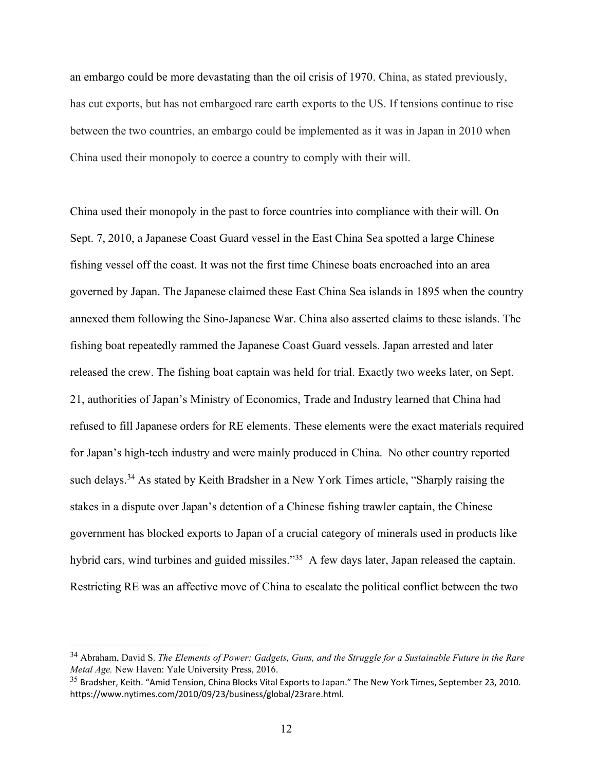an embargo could be more devastating than the oil crisis of 1970. China, as stated previously, has cut exports, but has not embargoed rare earth exports to the US. If tensions continue to rise between the two countries, an embargo could be implemented as it was in Japan in 2010 when China used their monopoly to coerce a country to comply with their will.

China used their monopoly in the past to force countries into compliance with their will. On Sept. 7, 2010, a Japanese Coast Guard vessel in the East China Sea spotted a large Chinese fishing vessel off the coast. It was not the first time Chinese boats encroached into an area governed by Japan. The Japanese claimed these East China Sea islands in 1895 when the country annexed them following the Sino-Japanese War. China also asserted claims to these islands. The fishing boat repeatedly rammed the Japanese Coast Guard vessels. Japan arrested and later released the crew. The fishing boat captain was held for trial. Exactly two weeks later, on Sept. 21, authorities of Japan's Ministry of Economics, Trade and Industry learned that China had refused to fill Japanese orders for RE elements. These elements were the exact materials required for Japan's high-tech industry and were mainly produced in China. No other country reported such delays.[34] As stated by Keith Bradsher in a New York Times article, "Sharply raising the stakes in a dispute over Japan's detention of a Chinese fishing trawler captain, the Chinese government has blocked exports to Japan of a crucial category of minerals used in products like hybrid cars, wind turbines and guided missiles."[35] A few days later, Japan released the captain. Restricting RE was an affective move of China to escalate the political conflict between the two

---

[34] Abraham, David S. *The Elements of Power: Gadgets, Guns, and the Struggle for a Sustainable Future in the Rare Metal Age.* New Haven: Yale University Press, 2016.

[35] Bradsher, Keith. "Amid Tension, China Blocks Vital Exports to Japan." The New York Times, September 23, 2010. https://www.nytimes.com/2010/09/23/business/global/23rare.html.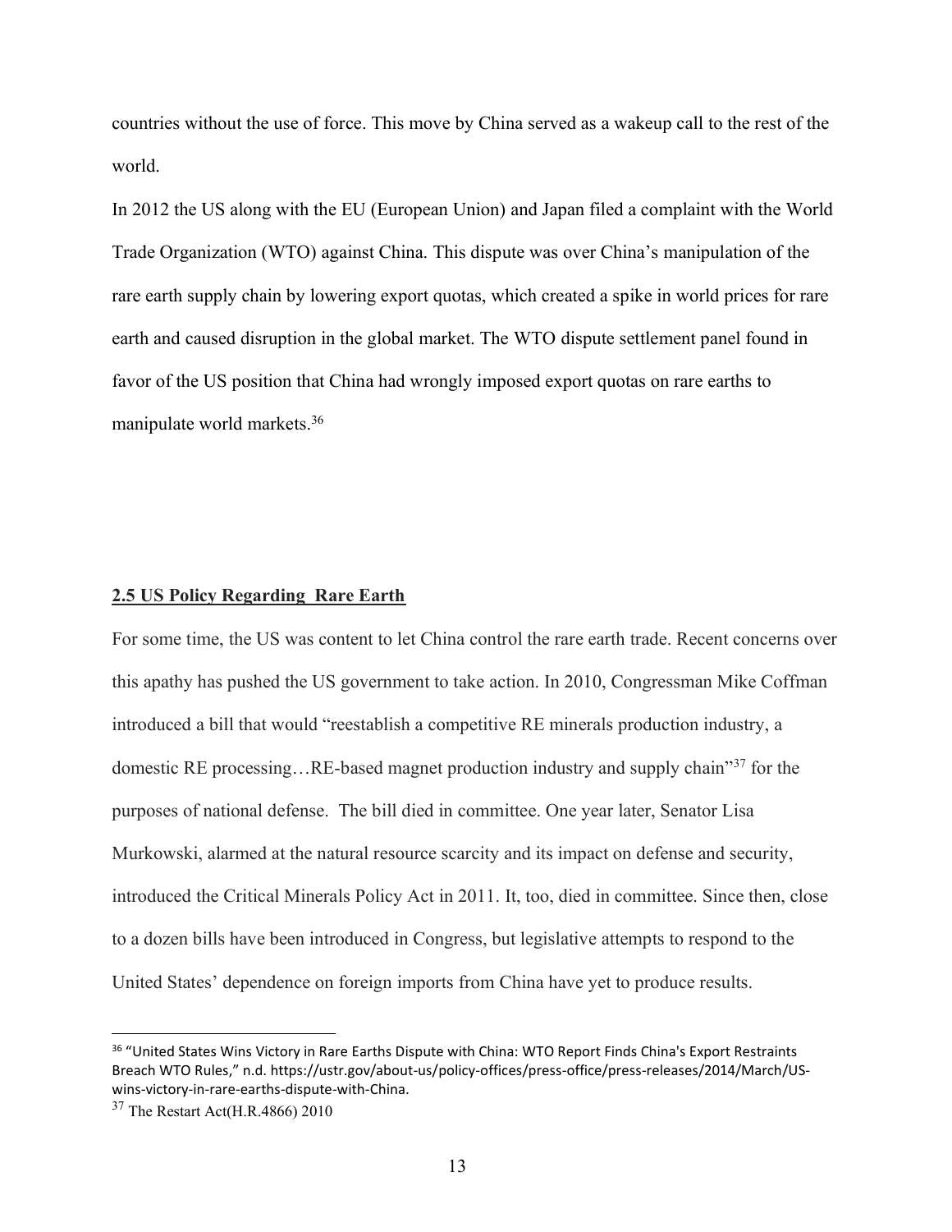countries without the use of force. This move by China served as a wakeup call to the rest of the world.

In 2012 the US along with the EU (European Union) and Japan filed a complaint with the World Trade Organization (WTO) against China. This dispute was over China's manipulation of the rare earth supply chain by lowering export quotas, which created a spike in world prices for rare earth and caused disruption in the global market. The WTO dispute settlement panel found in favor of the US position that China had wrongly imposed export quotas on rare earths to manipulate world markets.[36]

## 2.5 US Policy Regarding Rare Earth

For some time, the US was content to let China control the rare earth trade. Recent concerns over this apathy has pushed the US government to take action. In 2010, Congressman Mike Coffman introduced a bill that would "reestablish a competitive RE minerals production industry, a domestic RE processing…RE-based magnet production industry and supply chain"[37] for the purposes of national defense. The bill died in committee. One year later, Senator Lisa Murkowski, alarmed at the natural resource scarcity and its impact on defense and security, introduced the Critical Minerals Policy Act in 2011. It, too, died in committee. Since then, close to a dozen bills have been introduced in Congress, but legislative attempts to respond to the United States' dependence on foreign imports from China have yet to produce results.

---

[36] "United States Wins Victory in Rare Earths Dispute with China: WTO Report Finds China's Export Restraints Breach WTO Rules," n.d. https://ustr.gov/about-us/policy-offices/press-office/press-releases/2014/March/US-wins-victory-in-rare-earths-dispute-with-China.

[37] The Restart Act(H.R.4866) 2010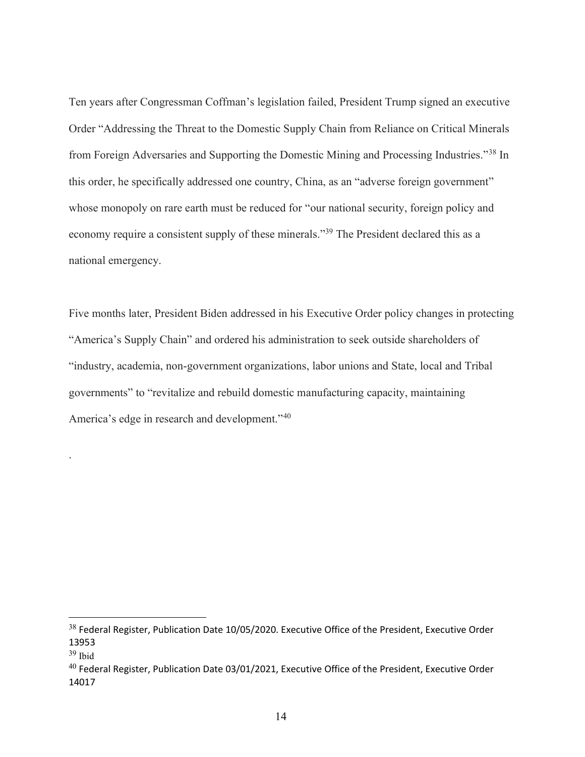Ten years after Congressman Coffman's legislation failed, President Trump signed an executive Order "Addressing the Threat to the Domestic Supply Chain from Reliance on Critical Minerals from Foreign Adversaries and Supporting the Domestic Mining and Processing Industries."[38] In this order, he specifically addressed one country, China, as an "adverse foreign government" whose monopoly on rare earth must be reduced for "our national security, foreign policy and economy require a consistent supply of these minerals."[39] The President declared this as a national emergency.

Five months later, President Biden addressed in his Executive Order policy changes in protecting "America's Supply Chain" and ordered his administration to seek outside shareholders of "industry, academia, non-government organizations, labor unions and State, local and Tribal governments" to "revitalize and rebuild domestic manufacturing capacity, maintaining America's edge in research and development."[40]

.

---

[38] Federal Register, Publication Date 10/05/2020. Executive Office of the President, Executive Order 13953

[39] Ibid

[40] Federal Register, Publication Date 03/01/2021, Executive Office of the President, Executive Order 14017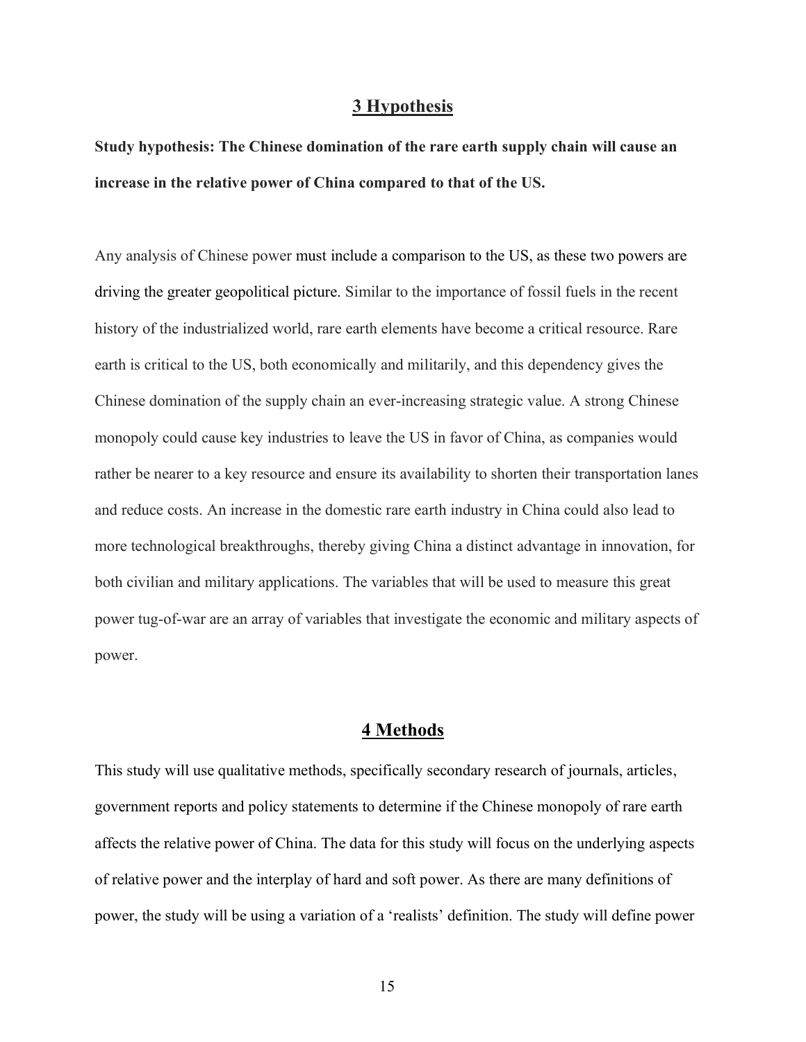## 3 Hypothesis

**Study hypothesis: The Chinese domination of the rare earth supply chain will cause an increase in the relative power of China compared to that of the US.**

Any analysis of Chinese power must include a comparison to the US, as these two powers are driving the greater geopolitical picture. Similar to the importance of fossil fuels in the recent history of the industrialized world, rare earth elements have become a critical resource. Rare earth is critical to the US, both economically and militarily, and this dependency gives the Chinese domination of the supply chain an ever-increasing strategic value. A strong Chinese monopoly could cause key industries to leave the US in favor of China, as companies would rather be nearer to a key resource and ensure its availability to shorten their transportation lanes and reduce costs. An increase in the domestic rare earth industry in China could also lead to more technological breakthroughs, thereby giving China a distinct advantage in innovation, for both civilian and military applications. The variables that will be used to measure this great power tug-of-war are an array of variables that investigate the economic and military aspects of power.

## 4 Methods

This study will use qualitative methods, specifically secondary research of journals, articles, government reports and policy statements to determine if the Chinese monopoly of rare earth affects the relative power of China. The data for this study will focus on the underlying aspects of relative power and the interplay of hard and soft power. As there are many definitions of power, the study will be using a variation of a 'realists' definition. The study will define power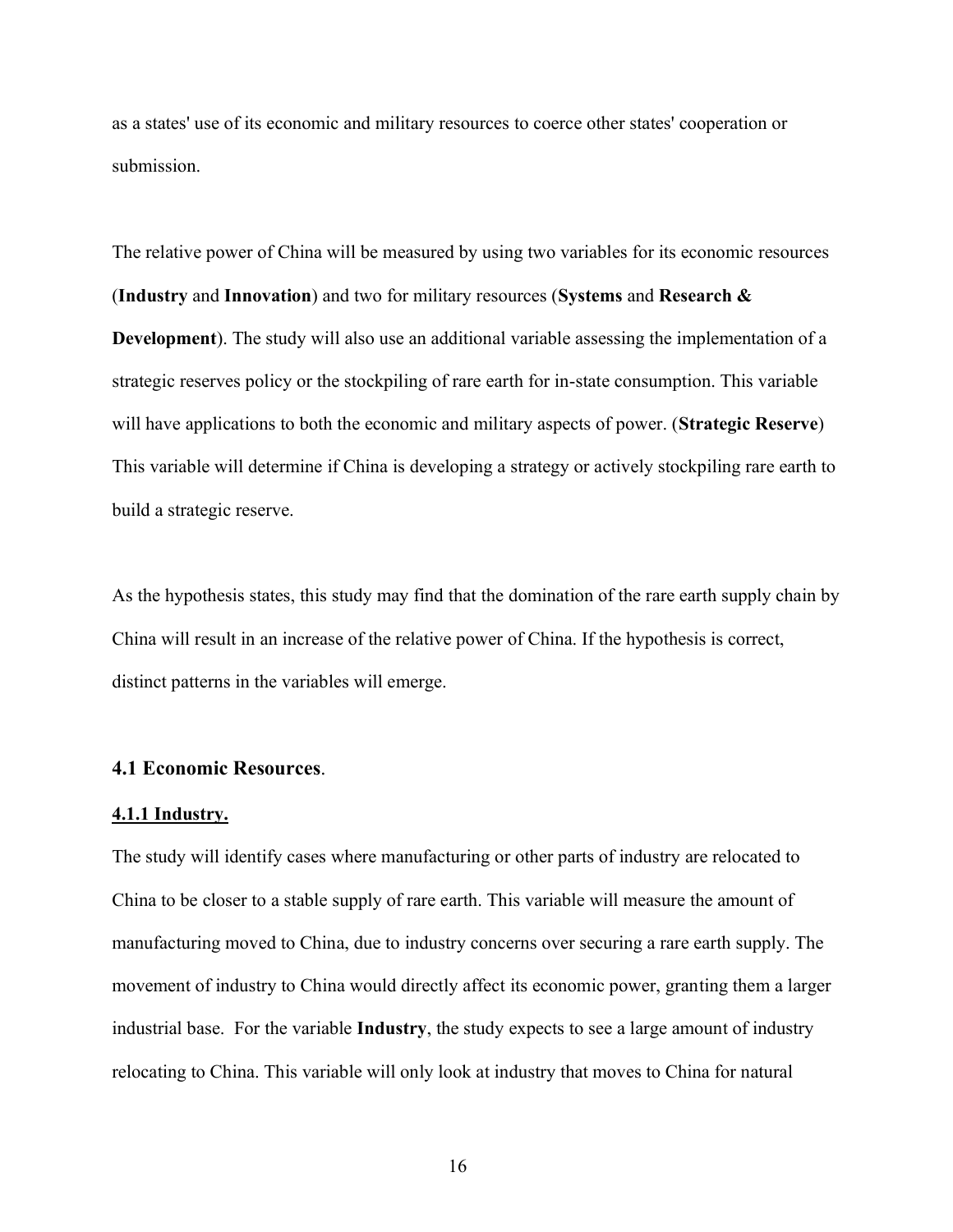as a states' use of its economic and military resources to coerce other states' cooperation or submission.

The relative power of China will be measured by using two variables for its economic resources (**Industry** and **Innovation**) and two for military resources (**Systems** and **Research & Development**). The study will also use an additional variable assessing the implementation of a strategic reserves policy or the stockpiling of rare earth for in-state consumption. This variable will have applications to both the economic and military aspects of power. (**Strategic Reserve**) This variable will determine if China is developing a strategy or actively stockpiling rare earth to build a strategic reserve.

As the hypothesis states, this study may find that the domination of the rare earth supply chain by China will result in an increase of the relative power of China. If the hypothesis is correct, distinct patterns in the variables will emerge.

### 4.1 Economic Resources.

#### 4.1.1 Industry.

The study will identify cases where manufacturing or other parts of industry are relocated to China to be closer to a stable supply of rare earth. This variable will measure the amount of manufacturing moved to China, due to industry concerns over securing a rare earth supply. The movement of industry to China would directly affect its economic power, granting them a larger industrial base. For the variable **Industry**, the study expects to see a large amount of industry relocating to China. This variable will only look at industry that moves to China for natural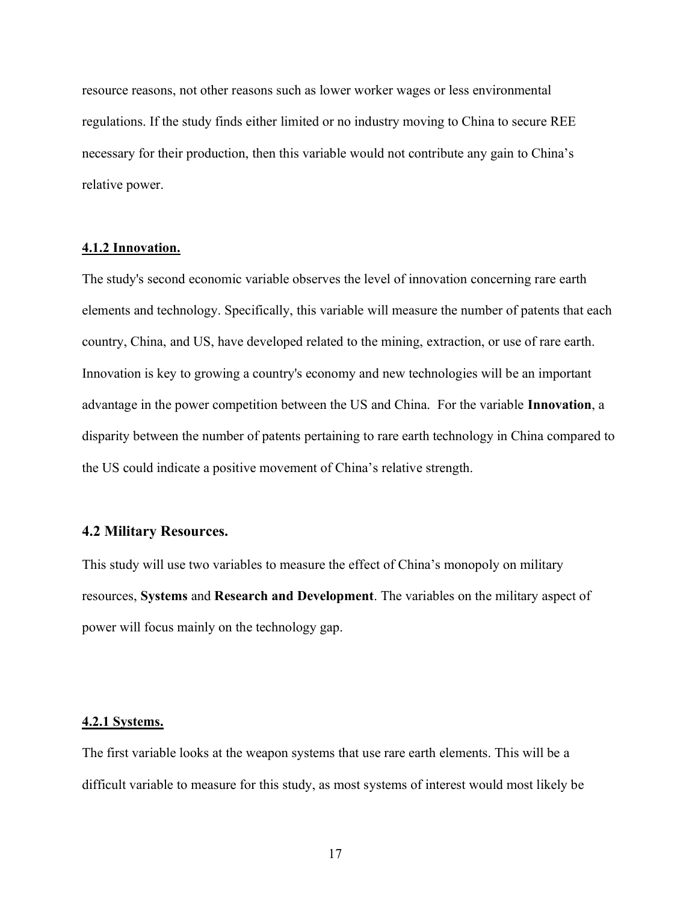resource reasons, not other reasons such as lower worker wages or less environmental regulations. If the study finds either limited or no industry moving to China to secure REE necessary for their production, then this variable would not contribute any gain to China's relative power.

#### 4.1.2 Innovation.

The study's second economic variable observes the level of innovation concerning rare earth elements and technology. Specifically, this variable will measure the number of patents that each country, China, and US, have developed related to the mining, extraction, or use of rare earth. Innovation is key to growing a country's economy and new technologies will be an important advantage in the power competition between the US and China. For the variable **Innovation**, a disparity between the number of patents pertaining to rare earth technology in China compared to the US could indicate a positive movement of China's relative strength.

### 4.2 Military Resources.

This study will use two variables to measure the effect of China's monopoly on military resources, **Systems** and **Research and Development**. The variables on the military aspect of power will focus mainly on the technology gap.

#### 4.2.1 Systems.

The first variable looks at the weapon systems that use rare earth elements. This will be a difficult variable to measure for this study, as most systems of interest would most likely be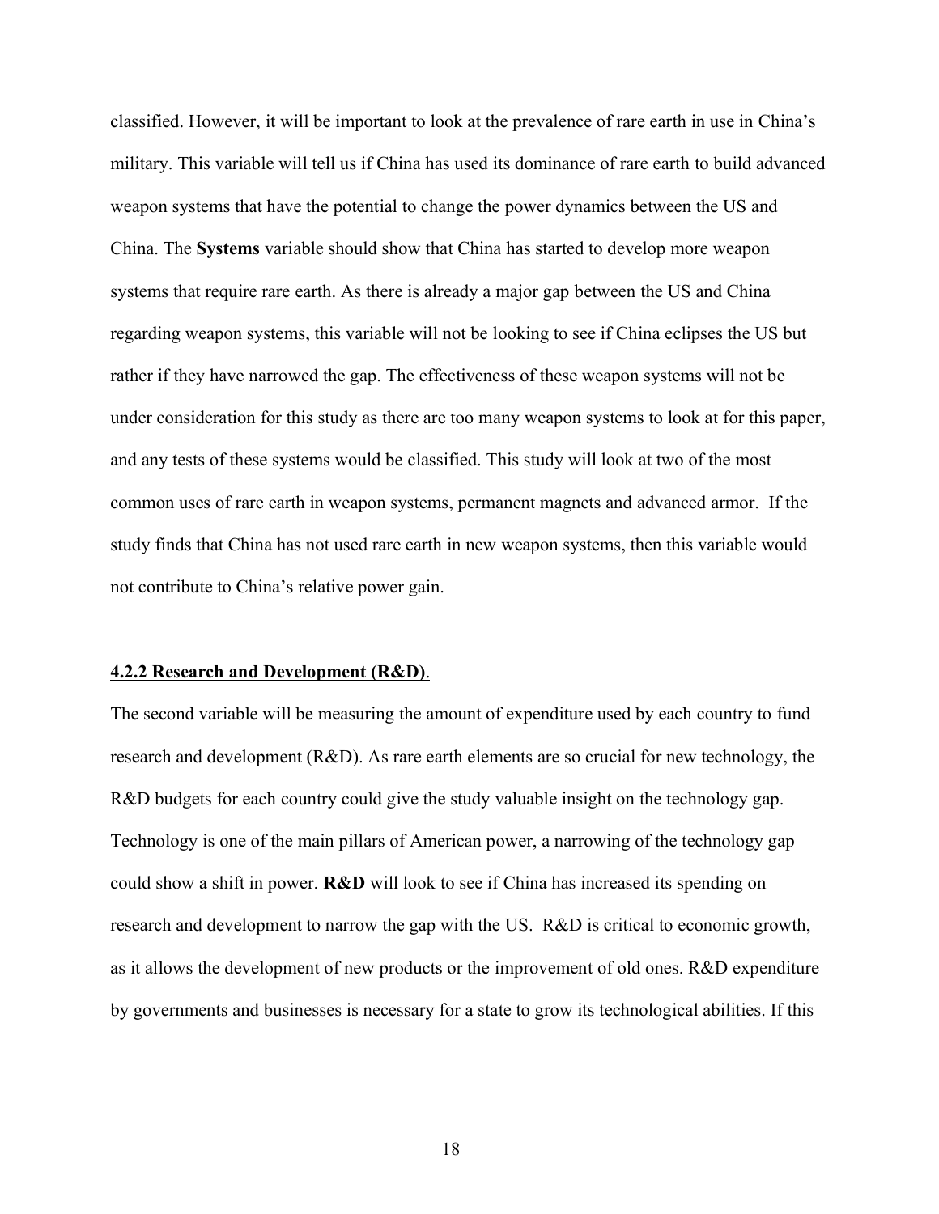classified. However, it will be important to look at the prevalence of rare earth in use in China's military. This variable will tell us if China has used its dominance of rare earth to build advanced weapon systems that have the potential to change the power dynamics between the US and China. The **Systems** variable should show that China has started to develop more weapon systems that require rare earth. As there is already a major gap between the US and China regarding weapon systems, this variable will not be looking to see if China eclipses the US but rather if they have narrowed the gap. The effectiveness of these weapon systems will not be under consideration for this study as there are too many weapon systems to look at for this paper, and any tests of these systems would be classified. This study will look at two of the most common uses of rare earth in weapon systems, permanent magnets and advanced armor. If the study finds that China has not used rare earth in new weapon systems, then this variable would not contribute to China's relative power gain.

#### 4.2.2 Research and Development (R&D).

The second variable will be measuring the amount of expenditure used by each country to fund research and development (R&D). As rare earth elements are so crucial for new technology, the R&D budgets for each country could give the study valuable insight on the technology gap. Technology is one of the main pillars of American power, a narrowing of the technology gap could show a shift in power. **R&D** will look to see if China has increased its spending on research and development to narrow the gap with the US. R&D is critical to economic growth, as it allows the development of new products or the improvement of old ones. R&D expenditure by governments and businesses is necessary for a state to grow its technological abilities. If this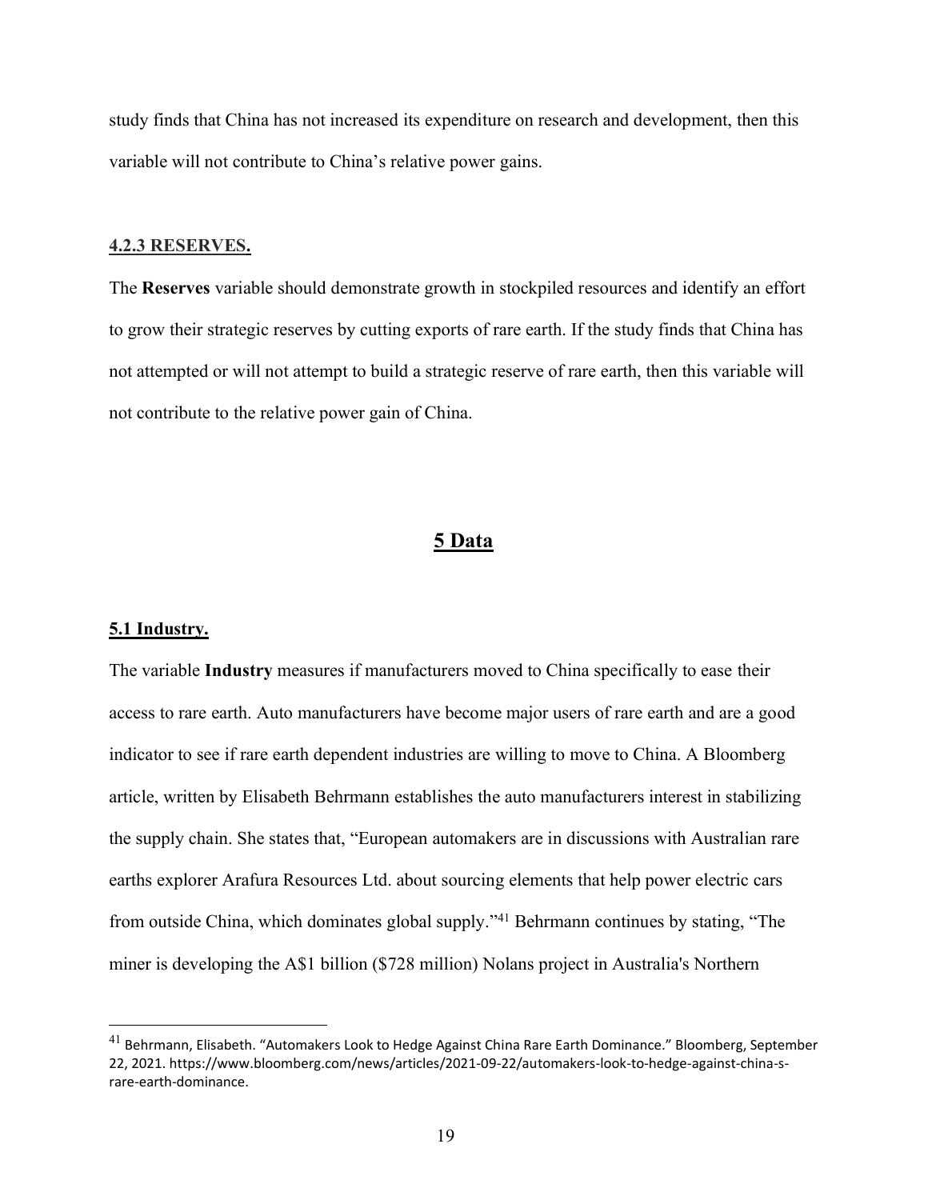study finds that China has not increased its expenditure on research and development, then this variable will not contribute to China's relative power gains.

#### 4.2.3 RESERVES.

The **Reserves** variable should demonstrate growth in stockpiled resources and identify an effort to grow their strategic reserves by cutting exports of rare earth. If the study finds that China has not attempted or will not attempt to build a strategic reserve of rare earth, then this variable will not contribute to the relative power gain of China.

# 5 Data

## 5.1 Industry.

The variable **Industry** measures if manufacturers moved to China specifically to ease their access to rare earth. Auto manufacturers have become major users of rare earth and are a good indicator to see if rare earth dependent industries are willing to move to China. A Bloomberg article, written by Elisabeth Behrmann establishes the auto manufacturers interest in stabilizing the supply chain. She states that, "European automakers are in discussions with Australian rare earths explorer Arafura Resources Ltd. about sourcing elements that help power electric cars from outside China, which dominates global supply."[41] Behrmann continues by stating, "The miner is developing the A$1 billion ($728 million) Nolans project in Australia's Northern

[41] Behrmann, Elisabeth. "Automakers Look to Hedge Against China Rare Earth Dominance." Bloomberg, September 22, 2021. https://www.bloomberg.com/news/articles/2021-09-22/automakers-look-to-hedge-against-china-s-rare-earth-dominance.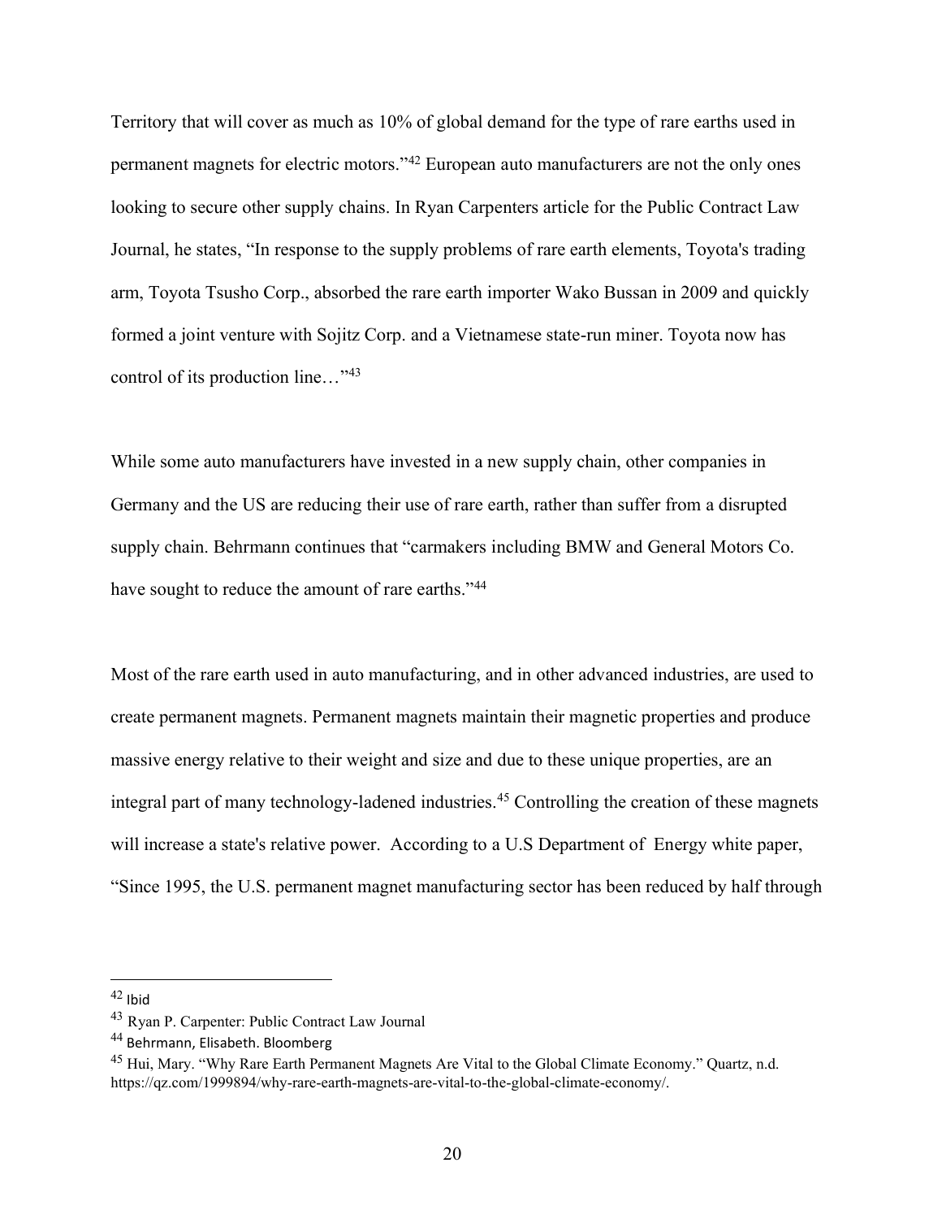Territory that will cover as much as 10% of global demand for the type of rare earths used in permanent magnets for electric motors."[42] European auto manufacturers are not the only ones looking to secure other supply chains. In Ryan Carpenters article for the Public Contract Law Journal, he states, "In response to the supply problems of rare earth elements, Toyota's trading arm, Toyota Tsusho Corp., absorbed the rare earth importer Wako Bussan in 2009 and quickly formed a joint venture with Sojitz Corp. and a Vietnamese state-run miner. Toyota now has control of its production line…"[43]

While some auto manufacturers have invested in a new supply chain, other companies in Germany and the US are reducing their use of rare earth, rather than suffer from a disrupted supply chain. Behrmann continues that "carmakers including BMW and General Motors Co. have sought to reduce the amount of rare earths."[44]

Most of the rare earth used in auto manufacturing, and in other advanced industries, are used to create permanent magnets. Permanent magnets maintain their magnetic properties and produce massive energy relative to their weight and size and due to these unique properties, are an integral part of many technology-ladened industries.[45] Controlling the creation of these magnets will increase a state's relative power. According to a U.S Department of Energy white paper, "Since 1995, the U.S. permanent magnet manufacturing sector has been reduced by half through

---

[42] Ibid

[43] Ryan P. Carpenter: Public Contract Law Journal

[44] Behrmann, Elisabeth. Bloomberg

[45] Hui, Mary. "Why Rare Earth Permanent Magnets Are Vital to the Global Climate Economy." Quartz, n.d. https://qz.com/1999894/why-rare-earth-magnets-are-vital-to-the-global-climate-economy/.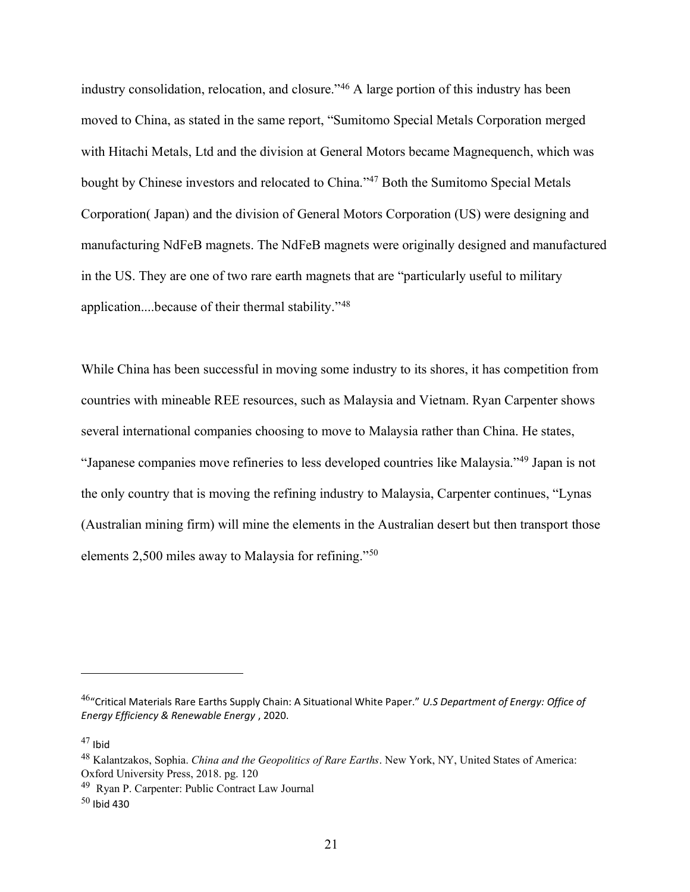industry consolidation, relocation, and closure."[46] A large portion of this industry has been moved to China, as stated in the same report, "Sumitomo Special Metals Corporation merged with Hitachi Metals, Ltd and the division at General Motors became Magnequench, which was bought by Chinese investors and relocated to China."[47] Both the Sumitomo Special Metals Corporation( Japan) and the division of General Motors Corporation (US) were designing and manufacturing NdFeB magnets. The NdFeB magnets were originally designed and manufactured in the US. They are one of two rare earth magnets that are "particularly useful to military application....because of their thermal stability."[48]

While China has been successful in moving some industry to its shores, it has competition from countries with mineable REE resources, such as Malaysia and Vietnam. Ryan Carpenter shows several international companies choosing to move to Malaysia rather than China. He states, "Japanese companies move refineries to less developed countries like Malaysia."[49] Japan is not the only country that is moving the refining industry to Malaysia, Carpenter continues, "Lynas (Australian mining firm) will mine the elements in the Australian desert but then transport those elements 2,500 miles away to Malaysia for refining."[50]

---

[46] "Critical Materials Rare Earths Supply Chain: A Situational White Paper." *U.S Department of Energy: Office of Energy Efficiency & Renewable Energy* , 2020.

[47] Ibid

[48] Kalantzakos, Sophia. *China and the Geopolitics of Rare Earths*. New York, NY, United States of America: Oxford University Press, 2018. pg. 120

[49] Ryan P. Carpenter: Public Contract Law Journal

[50] Ibid 430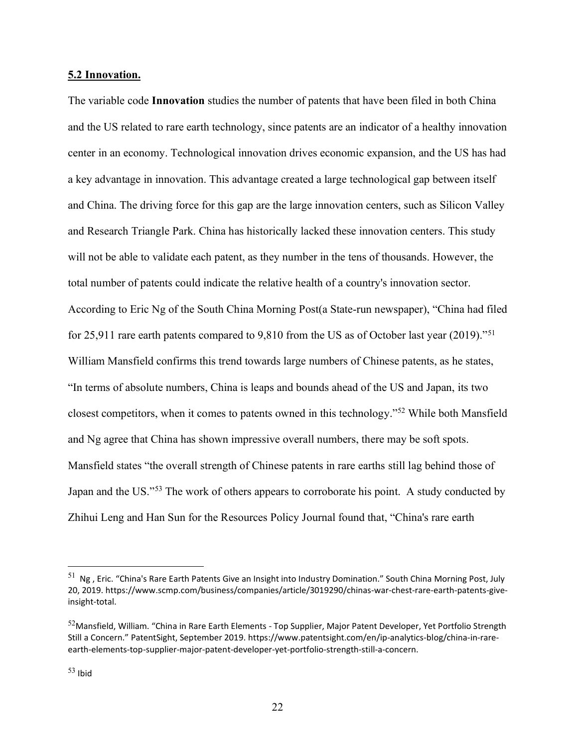## 5.2 Innovation.

The variable code **Innovation** studies the number of patents that have been filed in both China and the US related to rare earth technology, since patents are an indicator of a healthy innovation center in an economy. Technological innovation drives economic expansion, and the US has had a key advantage in innovation. This advantage created a large technological gap between itself and China. The driving force for this gap are the large innovation centers, such as Silicon Valley and Research Triangle Park. China has historically lacked these innovation centers. This study will not be able to validate each patent, as they number in the tens of thousands. However, the total number of patents could indicate the relative health of a country's innovation sector. According to Eric Ng of the South China Morning Post(a State-run newspaper), "China had filed for 25,911 rare earth patents compared to 9,810 from the US as of October last year (2019)."[51] William Mansfield confirms this trend towards large numbers of Chinese patents, as he states, "In terms of absolute numbers, China is leaps and bounds ahead of the US and Japan, its two closest competitors, when it comes to patents owned in this technology."[52] While both Mansfield and Ng agree that China has shown impressive overall numbers, there may be soft spots. Mansfield states "the overall strength of Chinese patents in rare earths still lag behind those of Japan and the US."[53] The work of others appears to corroborate his point. A study conducted by Zhihui Leng and Han Sun for the Resources Policy Journal found that, "China's rare earth

---

[51] Ng , Eric. "China's Rare Earth Patents Give an Insight into Industry Domination." South China Morning Post, July 20, 2019. https://www.scmp.com/business/companies/article/3019290/chinas-war-chest-rare-earth-patents-give-insight-total.

[52] Mansfield, William. "China in Rare Earth Elements - Top Supplier, Major Patent Developer, Yet Portfolio Strength Still a Concern." PatentSight, September 2019. https://www.patentsight.com/en/ip-analytics-blog/china-in-rare-earth-elements-top-supplier-major-patent-developer-yet-portfolio-strength-still-a-concern.

[53] Ibid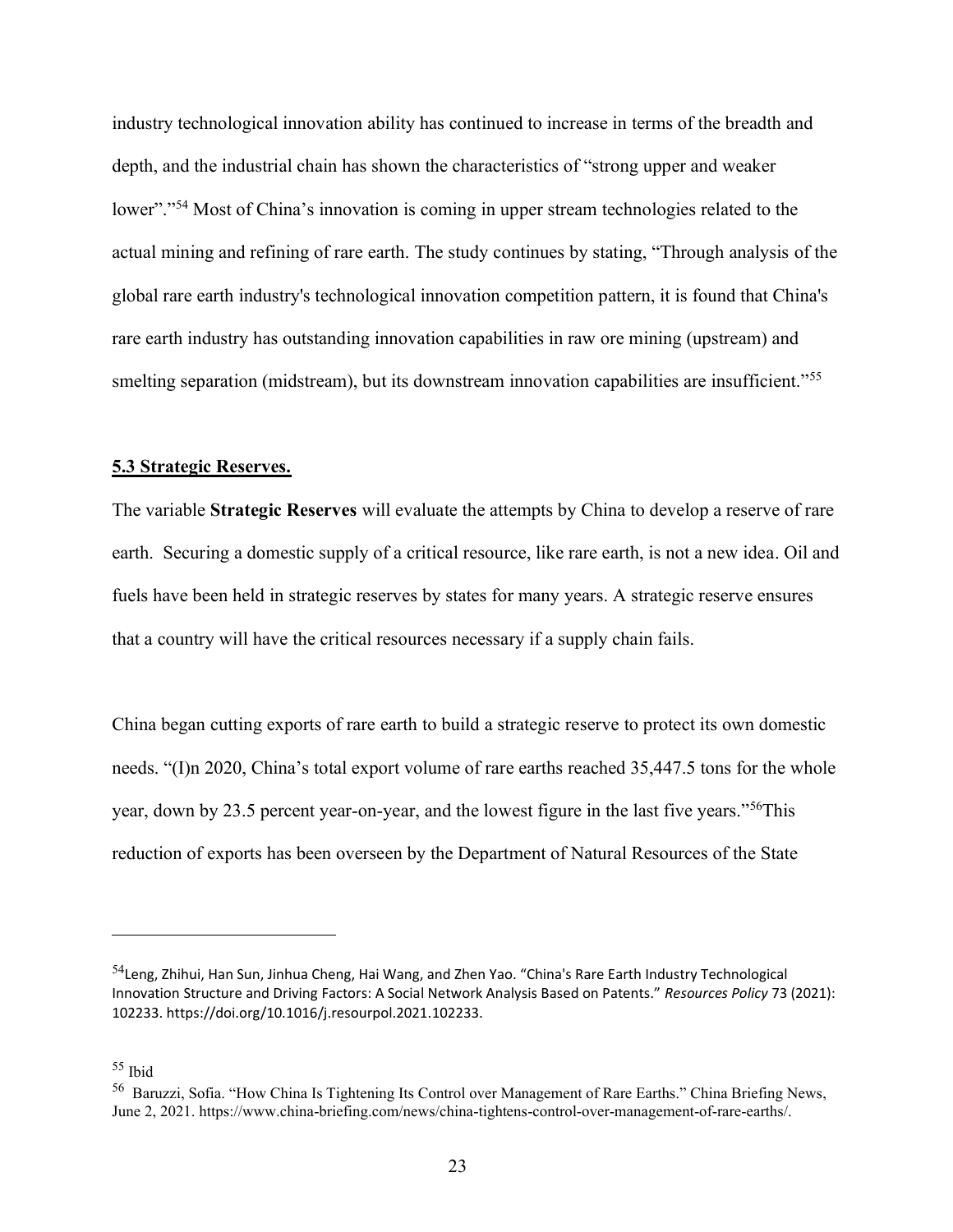industry technological innovation ability has continued to increase in terms of the breadth and depth, and the industrial chain has shown the characteristics of "strong upper and weaker lower"."[54] Most of China's innovation is coming in upper stream technologies related to the actual mining and refining of rare earth. The study continues by stating, "Through analysis of the global rare earth industry's technological innovation competition pattern, it is found that China's rare earth industry has outstanding innovation capabilities in raw ore mining (upstream) and smelting separation (midstream), but its downstream innovation capabilities are insufficient."[55]

## 5.3 Strategic Reserves.

The variable **Strategic Reserves** will evaluate the attempts by China to develop a reserve of rare earth. Securing a domestic supply of a critical resource, like rare earth, is not a new idea. Oil and fuels have been held in strategic reserves by states for many years. A strategic reserve ensures that a country will have the critical resources necessary if a supply chain fails.

China began cutting exports of rare earth to build a strategic reserve to protect its own domestic needs. "(I)n 2020, China's total export volume of rare earths reached 35,447.5 tons for the whole year, down by 23.5 percent year-on-year, and the lowest figure in the last five years."[56]This reduction of exports has been overseen by the Department of Natural Resources of the State

---

[54]Leng, Zhihui, Han Sun, Jinhua Cheng, Hai Wang, and Zhen Yao. "China's Rare Earth Industry Technological Innovation Structure and Driving Factors: A Social Network Analysis Based on Patents." *Resources Policy* 73 (2021): 102233. https://doi.org/10.1016/j.resourpol.2021.102233.

[55] Ibid

[56] Baruzzi, Sofia. "How China Is Tightening Its Control over Management of Rare Earths." China Briefing News, June 2, 2021. https://www.china-briefing.com/news/china-tightens-control-over-management-of-rare-earths/.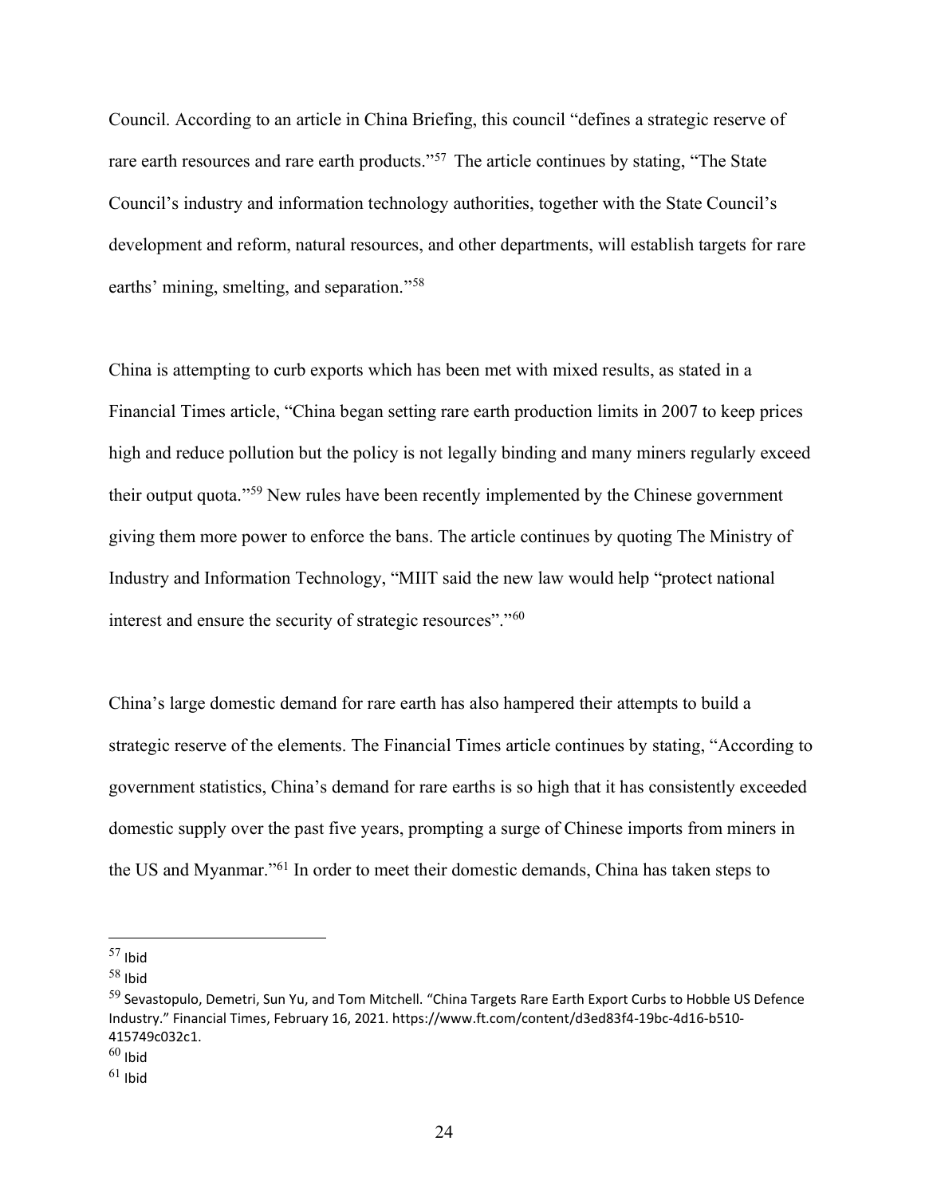Council. According to an article in China Briefing, this council "defines a strategic reserve of rare earth resources and rare earth products."[57] The article continues by stating, "The State Council's industry and information technology authorities, together with the State Council's development and reform, natural resources, and other departments, will establish targets for rare earths' mining, smelting, and separation."[58]

China is attempting to curb exports which has been met with mixed results, as stated in a Financial Times article, "China began setting rare earth production limits in 2007 to keep prices high and reduce pollution but the policy is not legally binding and many miners regularly exceed their output quota."[59] New rules have been recently implemented by the Chinese government giving them more power to enforce the bans. The article continues by quoting The Ministry of Industry and Information Technology, "MIIT said the new law would help "protect national interest and ensure the security of strategic resources"."[60]

China's large domestic demand for rare earth has also hampered their attempts to build a strategic reserve of the elements. The Financial Times article continues by stating, "According to government statistics, China's demand for rare earths is so high that it has consistently exceeded domestic supply over the past five years, prompting a surge of Chinese imports from miners in the US and Myanmar."[61] In order to meet their domestic demands, China has taken steps to

---

[57] Ibid

[58] Ibid

[59] Sevastopulo, Demetri, Sun Yu, and Tom Mitchell. "China Targets Rare Earth Export Curbs to Hobble US Defence Industry." Financial Times, February 16, 2021. https://www.ft.com/content/d3ed83f4-19bc-4d16-b510-415749c032c1.

[60] Ibid

[61] Ibid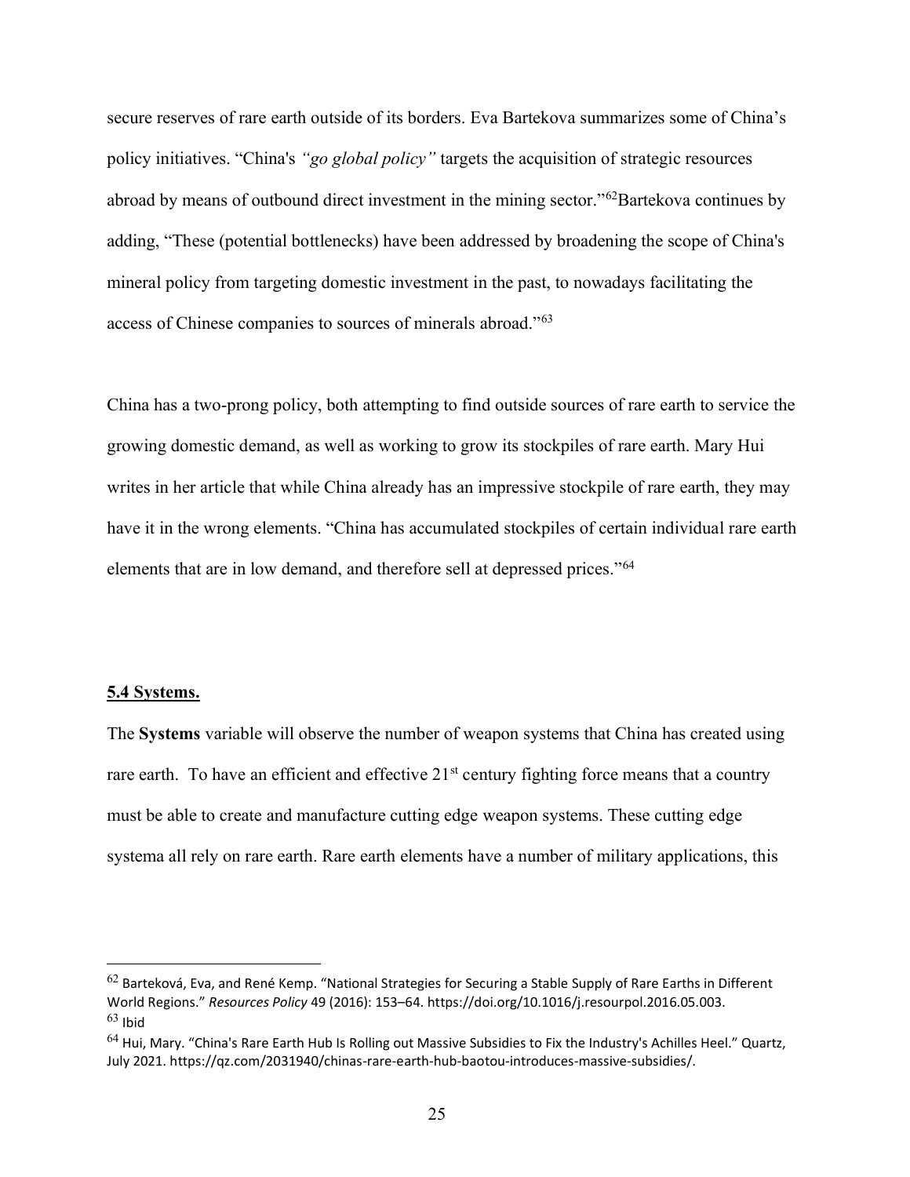secure reserves of rare earth outside of its borders. Eva Bartekova summarizes some of China's policy initiatives. "China's *"go global policy"* targets the acquisition of strategic resources abroad by means of outbound direct investment in the mining sector."[62]Bartekova continues by adding, "These (potential bottlenecks) have been addressed by broadening the scope of China's mineral policy from targeting domestic investment in the past, to nowadays facilitating the access of Chinese companies to sources of minerals abroad."[63]

China has a two-prong policy, both attempting to find outside sources of rare earth to service the growing domestic demand, as well as working to grow its stockpiles of rare earth. Mary Hui writes in her article that while China already has an impressive stockpile of rare earth, they may have it in the wrong elements. "China has accumulated stockpiles of certain individual rare earth elements that are in low demand, and therefore sell at depressed prices."[64]

## 5.4 Systems.

The **Systems** variable will observe the number of weapon systems that China has created using rare earth. To have an efficient and effective 21st century fighting force means that a country must be able to create and manufacture cutting edge weapon systems. These cutting edge systema all rely on rare earth. Rare earth elements have a number of military applications, this

---

[62] Barteková, Eva, and René Kemp. "National Strategies for Securing a Stable Supply of Rare Earths in Different World Regions." *Resources Policy* 49 (2016): 153–64. https://doi.org/10.1016/j.resourpol.2016.05.003.

[63] Ibid

[64] Hui, Mary. "China's Rare Earth Hub Is Rolling out Massive Subsidies to Fix the Industry's Achilles Heel." Quartz, July 2021. https://qz.com/2031940/chinas-rare-earth-hub-baotou-introduces-massive-subsidies/.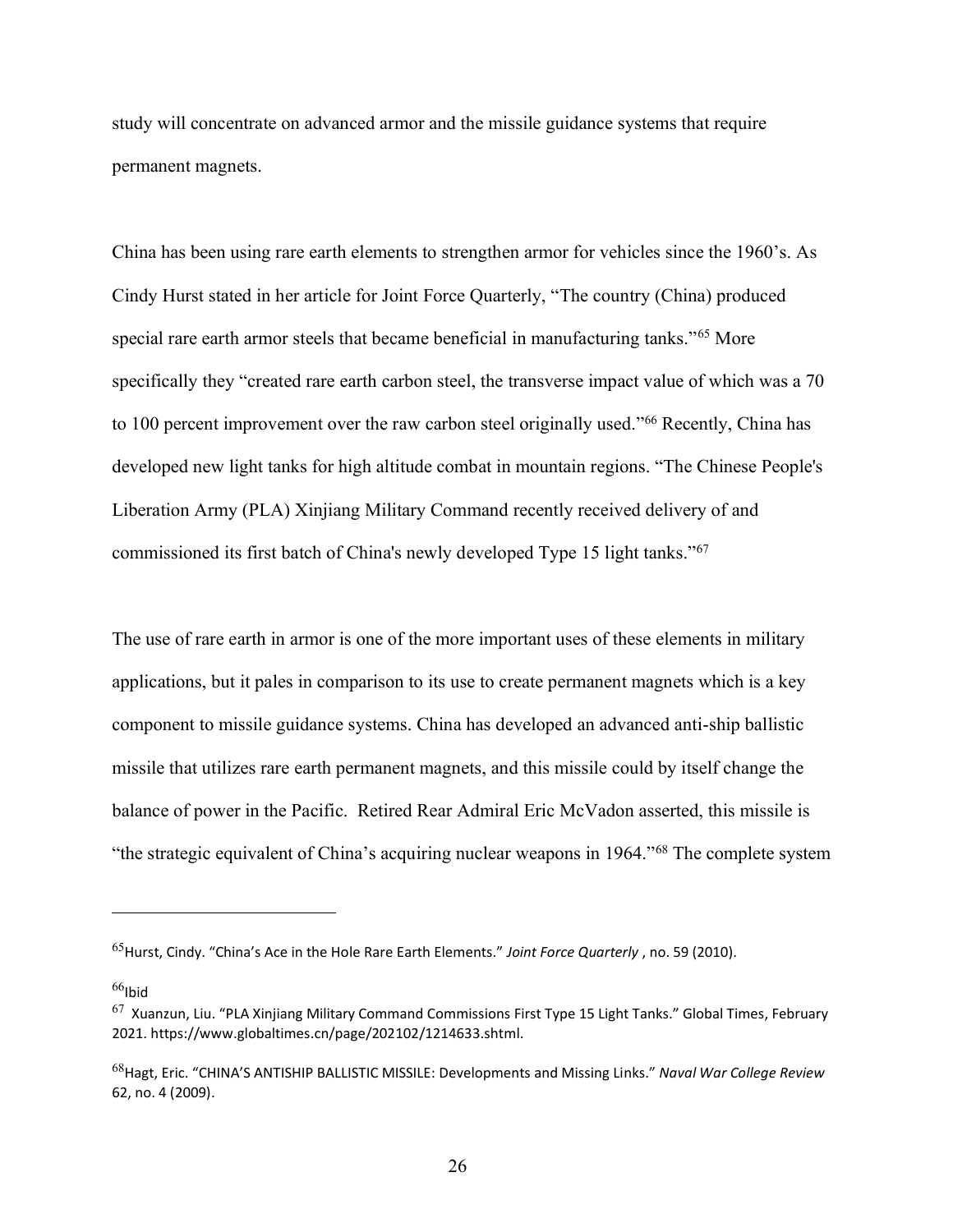study will concentrate on advanced armor and the missile guidance systems that require permanent magnets.

China has been using rare earth elements to strengthen armor for vehicles since the 1960's. As Cindy Hurst stated in her article for Joint Force Quarterly, "The country (China) produced special rare earth armor steels that became beneficial in manufacturing tanks."[65] More specifically they "created rare earth carbon steel, the transverse impact value of which was a 70 to 100 percent improvement over the raw carbon steel originally used."[66] Recently, China has developed new light tanks for high altitude combat in mountain regions. "The Chinese People's Liberation Army (PLA) Xinjiang Military Command recently received delivery of and commissioned its first batch of China's newly developed Type 15 light tanks."[67]

The use of rare earth in armor is one of the more important uses of these elements in military applications, but it pales in comparison to its use to create permanent magnets which is a key component to missile guidance systems. China has developed an advanced anti-ship ballistic missile that utilizes rare earth permanent magnets, and this missile could by itself change the balance of power in the Pacific. Retired Rear Admiral Eric McVadon asserted, this missile is "the strategic equivalent of China's acquiring nuclear weapons in 1964."[68] The complete system

---

[65] Hurst, Cindy. "China's Ace in the Hole Rare Earth Elements." *Joint Force Quarterly* , no. 59 (2010).

[66] Ibid

[67] Xuanzun, Liu. "PLA Xinjiang Military Command Commissions First Type 15 Light Tanks." Global Times, February 2021. https://www.globaltimes.cn/page/202102/1214633.shtml.

[68] Hagt, Eric. "CHINA'S ANTISHIP BALLISTIC MISSILE: Developments and Missing Links." *Naval War College Review* 62, no. 4 (2009).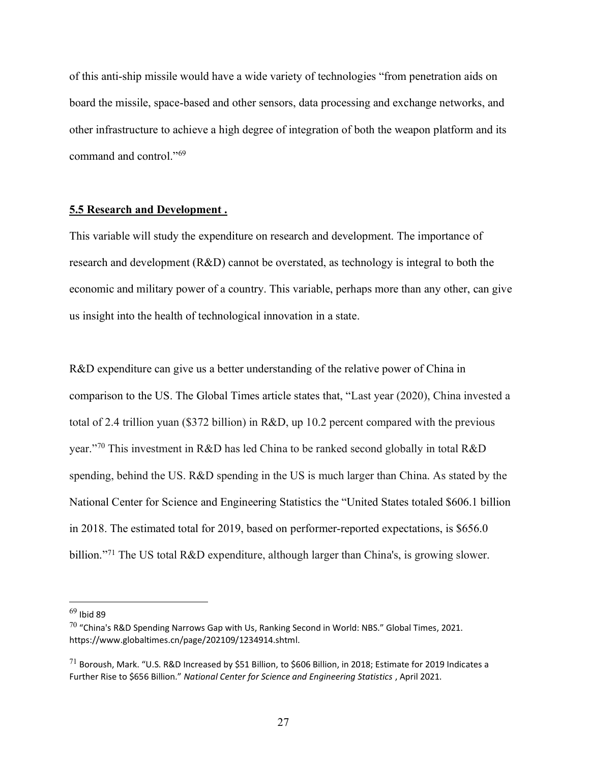of this anti-ship missile would have a wide variety of technologies "from penetration aids on board the missile, space-based and other sensors, data processing and exchange networks, and other infrastructure to achieve a high degree of integration of both the weapon platform and its command and control."[69]

### 5.5 Research and Development .

This variable will study the expenditure on research and development. The importance of research and development (R&D) cannot be overstated, as technology is integral to both the economic and military power of a country. This variable, perhaps more than any other, can give us insight into the health of technological innovation in a state.

R&D expenditure can give us a better understanding of the relative power of China in comparison to the US. The Global Times article states that, "Last year (2020), China invested a total of 2.4 trillion yuan ($372 billion) in R&D, up 10.2 percent compared with the previous year."[70] This investment in R&D has led China to be ranked second globally in total R&D spending, behind the US. R&D spending in the US is much larger than China. As stated by the National Center for Science and Engineering Statistics the "United States totaled $606.1 billion in 2018. The estimated total for 2019, based on performer-reported expectations, is $656.0 billion."[71] The US total R&D expenditure, although larger than China's, is growing slower.

---

[69] Ibid 89

[70] "China's R&D Spending Narrows Gap with Us, Ranking Second in World: NBS." Global Times, 2021. https://www.globaltimes.cn/page/202109/1234914.shtml.

[71] Boroush, Mark. "U.S. R&D Increased by $51 Billion, to $606 Billion, in 2018; Estimate for 2019 Indicates a Further Rise to $656 Billion." *National Center for Science and Engineering Statistics* , April 2021.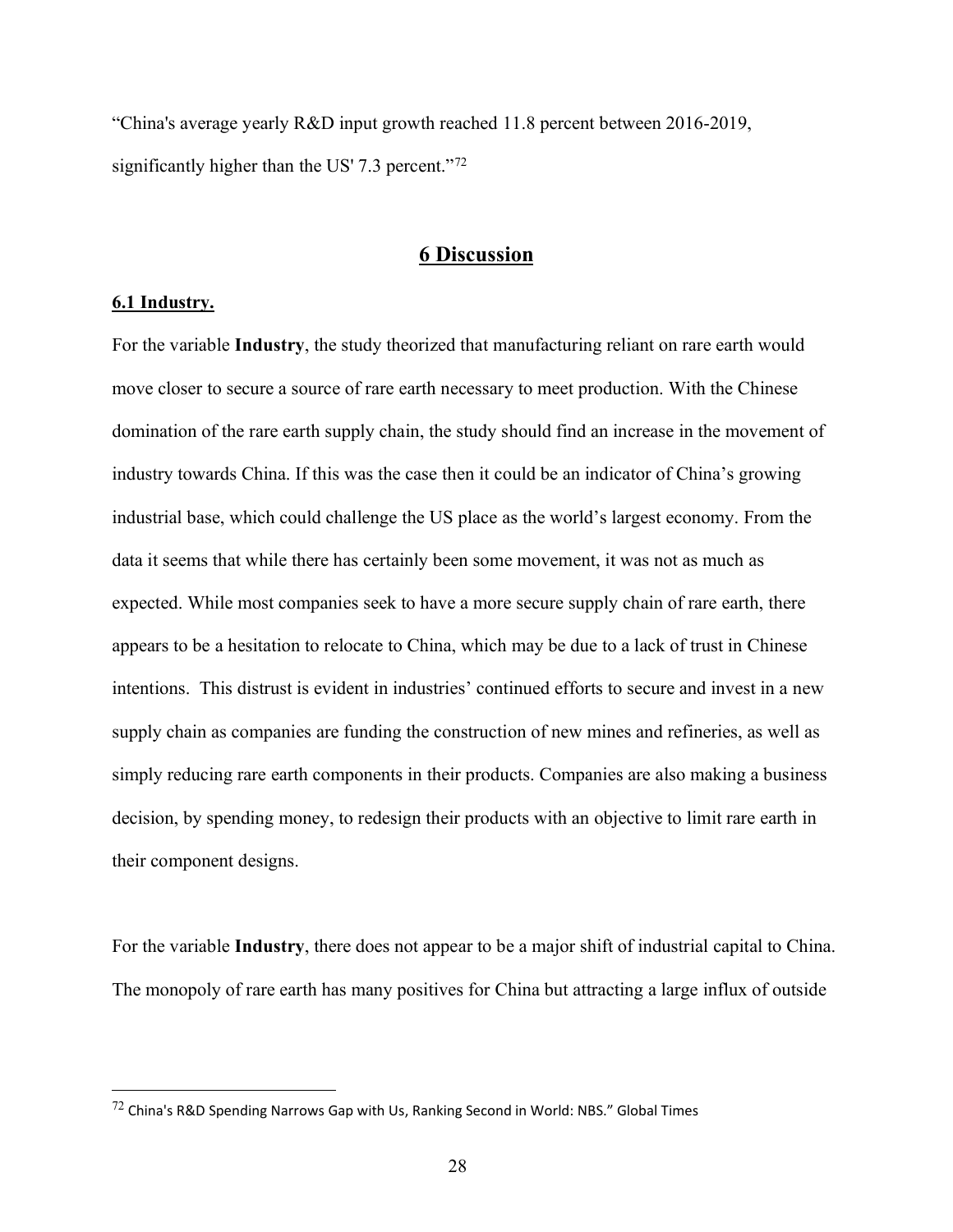"China's average yearly R&D input growth reached 11.8 percent between 2016-2019, significantly higher than the US' 7.3 percent."[72]

# 6 Discussion

## 6.1 Industry.

For the variable **Industry**, the study theorized that manufacturing reliant on rare earth would move closer to secure a source of rare earth necessary to meet production. With the Chinese domination of the rare earth supply chain, the study should find an increase in the movement of industry towards China. If this was the case then it could be an indicator of China's growing industrial base, which could challenge the US place as the world's largest economy. From the data it seems that while there has certainly been some movement, it was not as much as expected. While most companies seek to have a more secure supply chain of rare earth, there appears to be a hesitation to relocate to China, which may be due to a lack of trust in Chinese intentions. This distrust is evident in industries' continued efforts to secure and invest in a new supply chain as companies are funding the construction of new mines and refineries, as well as simply reducing rare earth components in their products. Companies are also making a business decision, by spending money, to redesign their products with an objective to limit rare earth in their component designs.

For the variable **Industry**, there does not appear to be a major shift of industrial capital to China. The monopoly of rare earth has many positives for China but attracting a large influx of outside

[72] China's R&D Spending Narrows Gap with Us, Ranking Second in World: NBS." Global Times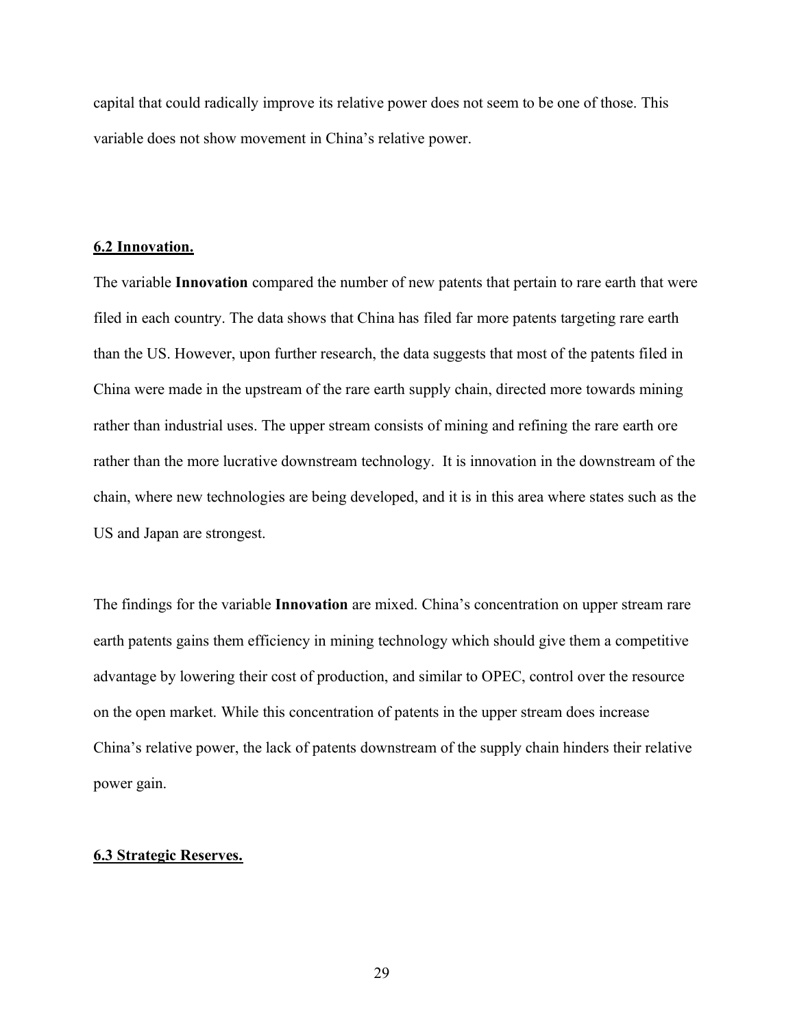capital that could radically improve its relative power does not seem to be one of those. This variable does not show movement in China's relative power.

### 6.2 Innovation.

The variable **Innovation** compared the number of new patents that pertain to rare earth that were filed in each country. The data shows that China has filed far more patents targeting rare earth than the US. However, upon further research, the data suggests that most of the patents filed in China were made in the upstream of the rare earth supply chain, directed more towards mining rather than industrial uses. The upper stream consists of mining and refining the rare earth ore rather than the more lucrative downstream technology. It is innovation in the downstream of the chain, where new technologies are being developed, and it is in this area where states such as the US and Japan are strongest.

The findings for the variable **Innovation** are mixed. China's concentration on upper stream rare earth patents gains them efficiency in mining technology which should give them a competitive advantage by lowering their cost of production, and similar to OPEC, control over the resource on the open market. While this concentration of patents in the upper stream does increase China's relative power, the lack of patents downstream of the supply chain hinders their relative power gain.

### 6.3 Strategic Reserves.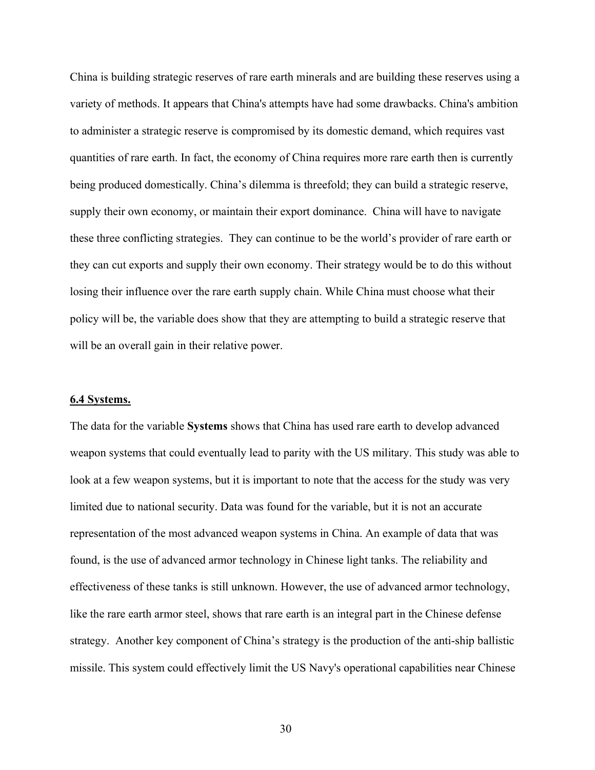China is building strategic reserves of rare earth minerals and are building these reserves using a variety of methods. It appears that China's attempts have had some drawbacks. China's ambition to administer a strategic reserve is compromised by its domestic demand, which requires vast quantities of rare earth. In fact, the economy of China requires more rare earth then is currently being produced domestically. China's dilemma is threefold; they can build a strategic reserve, supply their own economy, or maintain their export dominance. China will have to navigate these three conflicting strategies. They can continue to be the world's provider of rare earth or they can cut exports and supply their own economy. Their strategy would be to do this without losing their influence over the rare earth supply chain. While China must choose what their policy will be, the variable does show that they are attempting to build a strategic reserve that will be an overall gain in their relative power.

### 6.4 Systems.

The data for the variable **Systems** shows that China has used rare earth to develop advanced weapon systems that could eventually lead to parity with the US military. This study was able to look at a few weapon systems, but it is important to note that the access for the study was very limited due to national security. Data was found for the variable, but it is not an accurate representation of the most advanced weapon systems in China. An example of data that was found, is the use of advanced armor technology in Chinese light tanks. The reliability and effectiveness of these tanks is still unknown. However, the use of advanced armor technology, like the rare earth armor steel, shows that rare earth is an integral part in the Chinese defense strategy. Another key component of China's strategy is the production of the anti-ship ballistic missile. This system could effectively limit the US Navy's operational capabilities near Chinese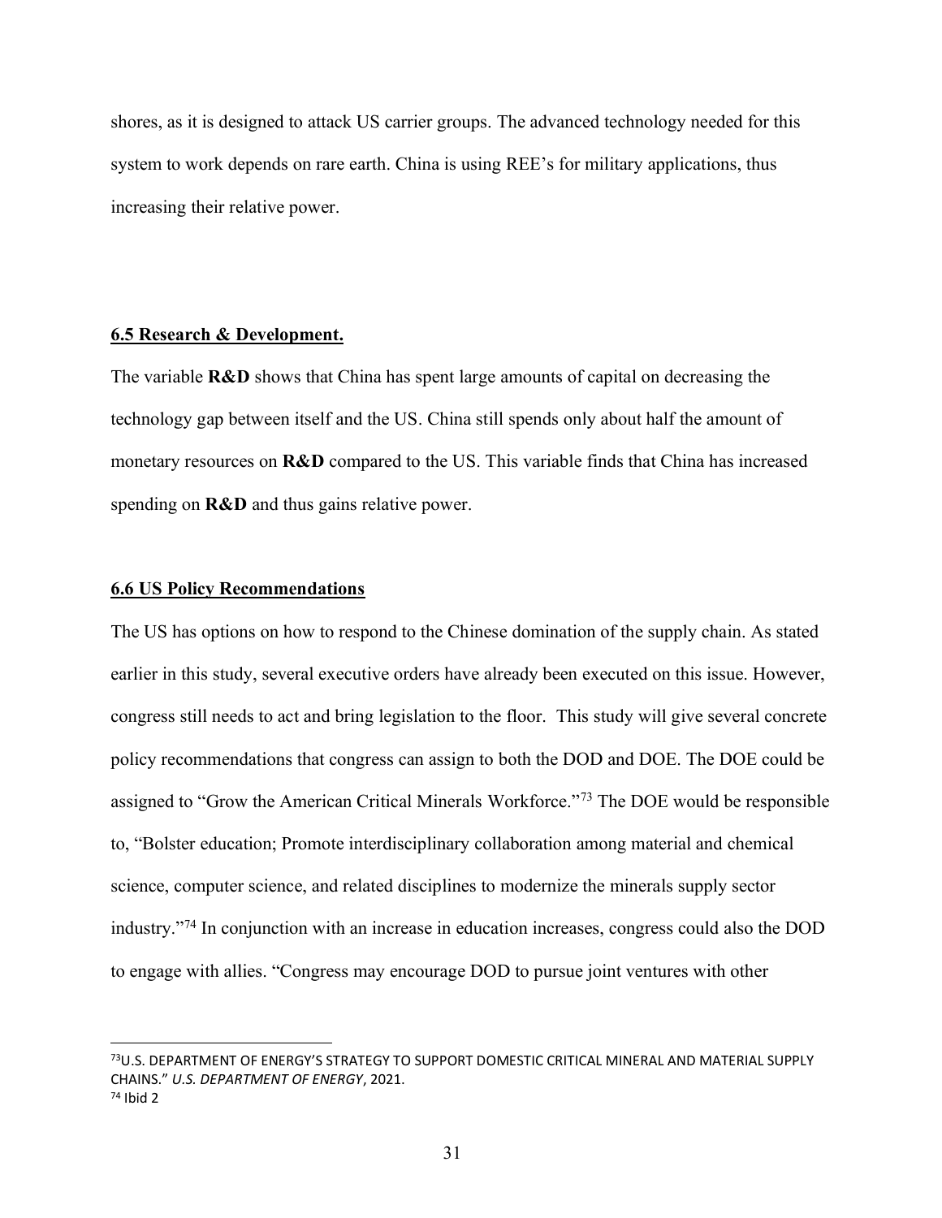shores, as it is designed to attack US carrier groups. The advanced technology needed for this system to work depends on rare earth. China is using REE's for military applications, thus increasing their relative power.

### 6.5 Research & Development.

The variable **R&D** shows that China has spent large amounts of capital on decreasing the technology gap between itself and the US. China still spends only about half the amount of monetary resources on **R&D** compared to the US. This variable finds that China has increased spending on **R&D** and thus gains relative power.

### 6.6 US Policy Recommendations

The US has options on how to respond to the Chinese domination of the supply chain. As stated earlier in this study, several executive orders have already been executed on this issue. However, congress still needs to act and bring legislation to the floor. This study will give several concrete policy recommendations that congress can assign to both the DOD and DOE. The DOE could be assigned to "Grow the American Critical Minerals Workforce."[73] The DOE would be responsible to, "Bolster education; Promote interdisciplinary collaboration among material and chemical science, computer science, and related disciplines to modernize the minerals supply sector industry."[74] In conjunction with an increase in education increases, congress could also the DOD to engage with allies. "Congress may encourage DOD to pursue joint ventures with other

---

[73] U.S. DEPARTMENT OF ENERGY'S STRATEGY TO SUPPORT DOMESTIC CRITICAL MINERAL AND MATERIAL SUPPLY CHAINS." *U.S. DEPARTMENT OF ENERGY*, 2021.

[74] Ibid 2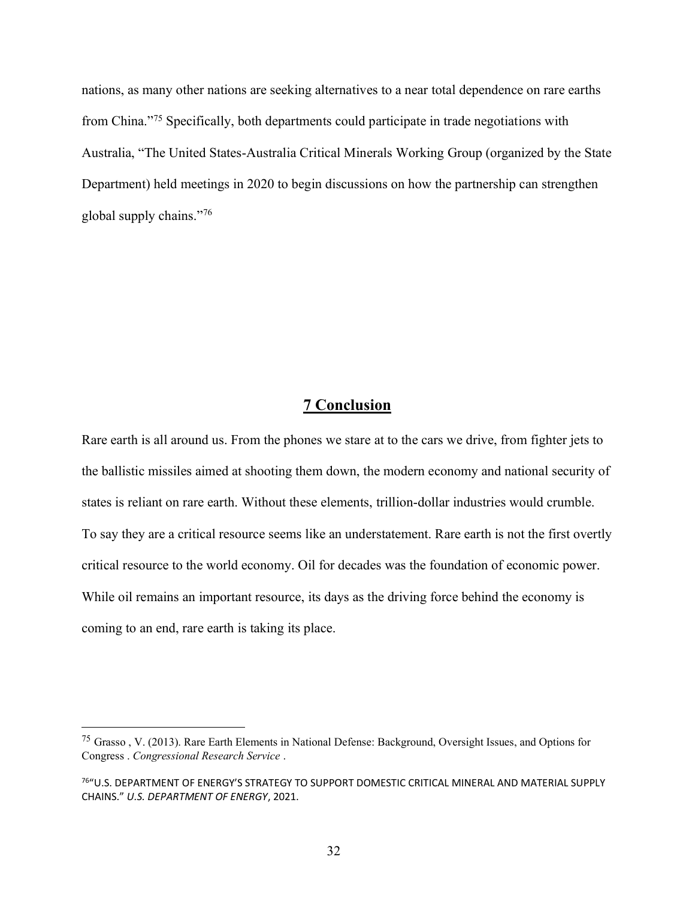nations, as many other nations are seeking alternatives to a near total dependence on rare earths from China."[75] Specifically, both departments could participate in trade negotiations with Australia, "The United States-Australia Critical Minerals Working Group (organized by the State Department) held meetings in 2020 to begin discussions on how the partnership can strengthen global supply chains."[76]

## 7 Conclusion

Rare earth is all around us. From the phones we stare at to the cars we drive, from fighter jets to the ballistic missiles aimed at shooting them down, the modern economy and national security of states is reliant on rare earth. Without these elements, trillion-dollar industries would crumble. To say they are a critical resource seems like an understatement. Rare earth is not the first overtly critical resource to the world economy. Oil for decades was the foundation of economic power. While oil remains an important resource, its days as the driving force behind the economy is coming to an end, rare earth is taking its place.

---

[75] Grasso , V. (2013). Rare Earth Elements in National Defense: Background, Oversight Issues, and Options for Congress . *Congressional Research Service* .

[76] "U.S. DEPARTMENT OF ENERGY'S STRATEGY TO SUPPORT DOMESTIC CRITICAL MINERAL AND MATERIAL SUPPLY CHAINS." *U.S. DEPARTMENT OF ENERGY*, 2021.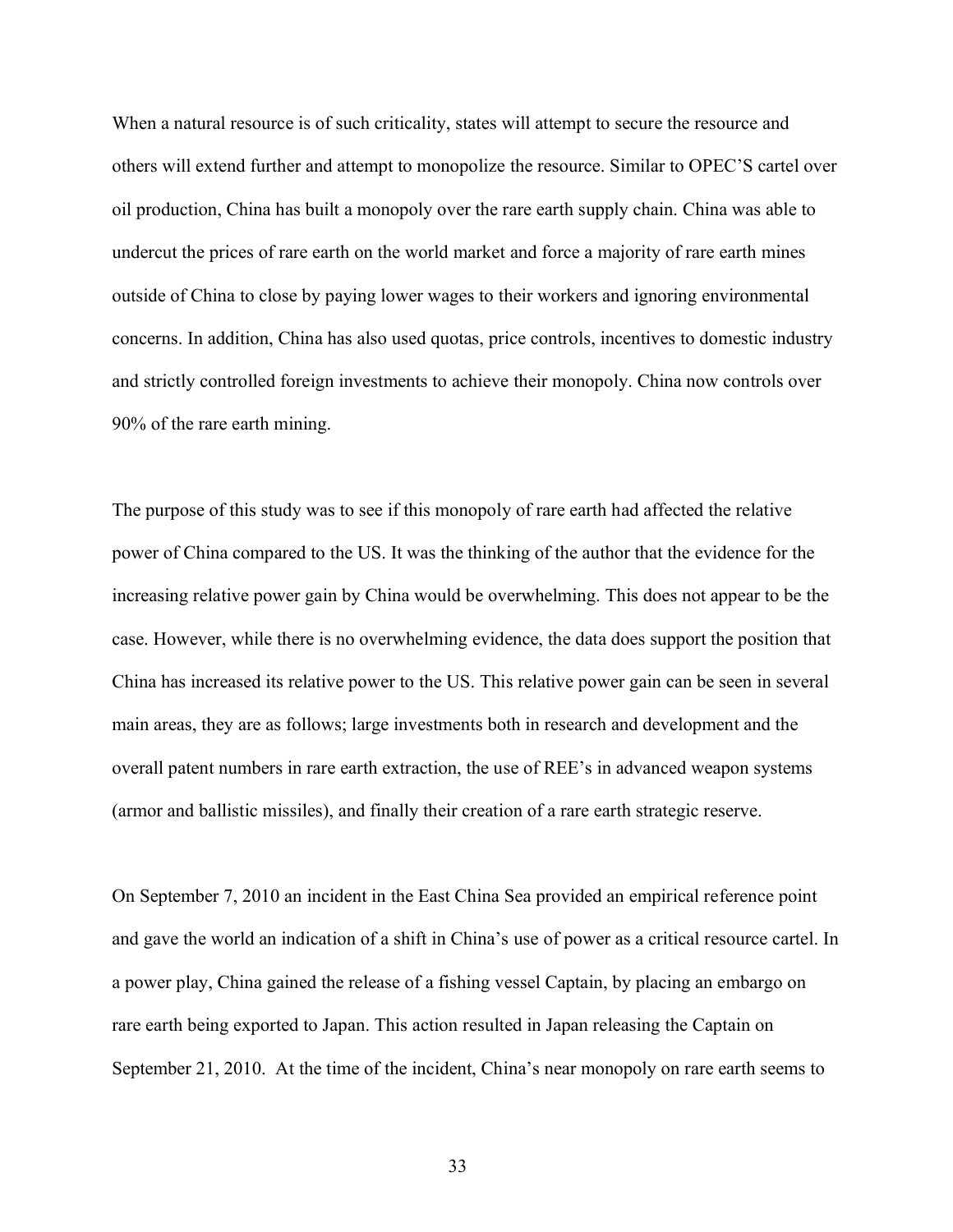When a natural resource is of such criticality, states will attempt to secure the resource and others will extend further and attempt to monopolize the resource. Similar to OPEC'S cartel over oil production, China has built a monopoly over the rare earth supply chain. China was able to undercut the prices of rare earth on the world market and force a majority of rare earth mines outside of China to close by paying lower wages to their workers and ignoring environmental concerns. In addition, China has also used quotas, price controls, incentives to domestic industry and strictly controlled foreign investments to achieve their monopoly. China now controls over 90% of the rare earth mining.

The purpose of this study was to see if this monopoly of rare earth had affected the relative power of China compared to the US. It was the thinking of the author that the evidence for the increasing relative power gain by China would be overwhelming. This does not appear to be the case. However, while there is no overwhelming evidence, the data does support the position that China has increased its relative power to the US. This relative power gain can be seen in several main areas, they are as follows; large investments both in research and development and the overall patent numbers in rare earth extraction, the use of REE's in advanced weapon systems (armor and ballistic missiles), and finally their creation of a rare earth strategic reserve.

On September 7, 2010 an incident in the East China Sea provided an empirical reference point and gave the world an indication of a shift in China's use of power as a critical resource cartel. In a power play, China gained the release of a fishing vessel Captain, by placing an embargo on rare earth being exported to Japan. This action resulted in Japan releasing the Captain on September 21, 2010. At the time of the incident, China's near monopoly on rare earth seems to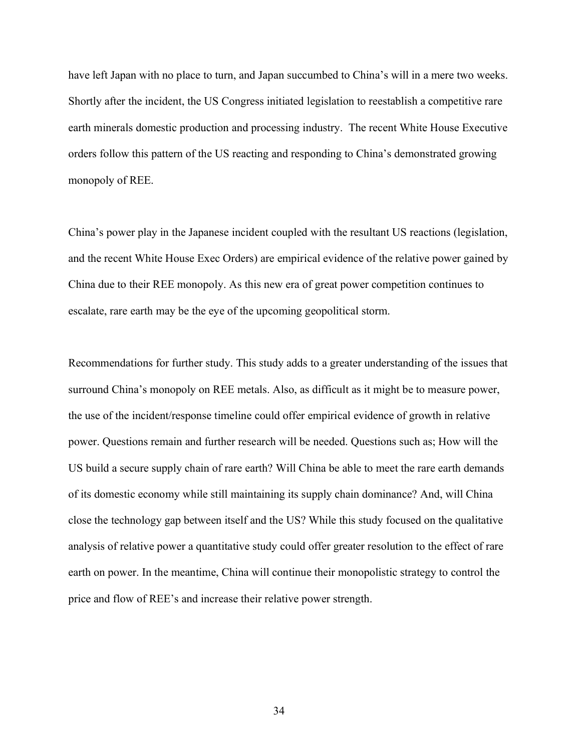have left Japan with no place to turn, and Japan succumbed to China's will in a mere two weeks. Shortly after the incident, the US Congress initiated legislation to reestablish a competitive rare earth minerals domestic production and processing industry. The recent White House Executive orders follow this pattern of the US reacting and responding to China's demonstrated growing monopoly of REE.

China's power play in the Japanese incident coupled with the resultant US reactions (legislation, and the recent White House Exec Orders) are empirical evidence of the relative power gained by China due to their REE monopoly. As this new era of great power competition continues to escalate, rare earth may be the eye of the upcoming geopolitical storm.

Recommendations for further study. This study adds to a greater understanding of the issues that surround China's monopoly on REE metals. Also, as difficult as it might be to measure power, the use of the incident/response timeline could offer empirical evidence of growth in relative power. Questions remain and further research will be needed. Questions such as; How will the US build a secure supply chain of rare earth? Will China be able to meet the rare earth demands of its domestic economy while still maintaining its supply chain dominance? And, will China close the technology gap between itself and the US? While this study focused on the qualitative analysis of relative power a quantitative study could offer greater resolution to the effect of rare earth on power. In the meantime, China will continue their monopolistic strategy to control the price and flow of REE's and increase their relative power strength.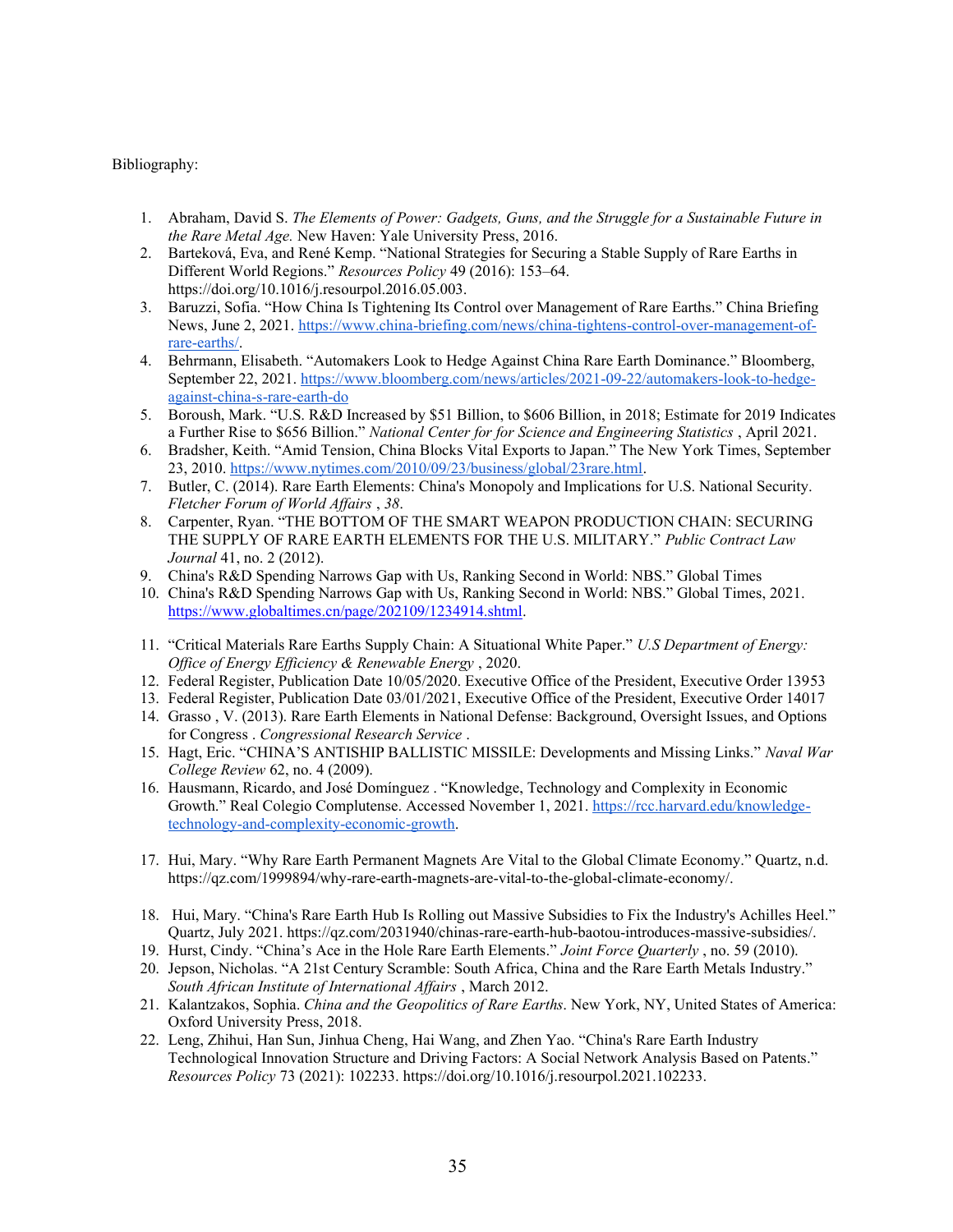Bibliography:

1. Abraham, David S. *The Elements of Power: Gadgets, Guns, and the Struggle for a Sustainable Future in the Rare Metal Age.* New Haven: Yale University Press, 2016.
2. Barteková, Eva, and René Kemp. "National Strategies for Securing a Stable Supply of Rare Earths in Different World Regions." *Resources Policy* 49 (2016): 153–64. https://doi.org/10.1016/j.resourpol.2016.05.003.
3. Baruzzi, Sofia. "How China Is Tightening Its Control over Management of Rare Earths." China Briefing News, June 2, 2021. https://www.china-briefing.com/news/china-tightens-control-over-management-of-rare-earths/.
4. Behrmann, Elisabeth. "Automakers Look to Hedge Against China Rare Earth Dominance." Bloomberg, September 22, 2021. https://www.bloomberg.com/news/articles/2021-09-22/automakers-look-to-hedge-against-china-s-rare-earth-do
5. Boroush, Mark. "U.S. R&D Increased by $51 Billion, to $606 Billion, in 2018; Estimate for 2019 Indicates a Further Rise to $656 Billion." *National Center for for Science and Engineering Statistics* , April 2021.
6. Bradsher, Keith. "Amid Tension, China Blocks Vital Exports to Japan." The New York Times, September 23, 2010. https://www.nytimes.com/2010/09/23/business/global/23rare.html.
7. Butler, C. (2014). Rare Earth Elements: China's Monopoly and Implications for U.S. National Security. *Fletcher Forum of World Affairs* , *38*.
8. Carpenter, Ryan. "THE BOTTOM OF THE SMART WEAPON PRODUCTION CHAIN: SECURING THE SUPPLY OF RARE EARTH ELEMENTS FOR THE U.S. MILITARY." *Public Contract Law Journal* 41, no. 2 (2012).
9. China's R&D Spending Narrows Gap with Us, Ranking Second in World: NBS." Global Times
10. China's R&D Spending Narrows Gap with Us, Ranking Second in World: NBS." Global Times, 2021. https://www.globaltimes.cn/page/202109/1234914.shtml.
11. "Critical Materials Rare Earths Supply Chain: A Situational White Paper." *U.S Department of Energy: Office of Energy Efficiency & Renewable Energy* , 2020.
12. Federal Register, Publication Date 10/05/2020. Executive Office of the President, Executive Order 13953
13. Federal Register, Publication Date 03/01/2021, Executive Office of the President, Executive Order 14017
14. Grasso , V. (2013). Rare Earth Elements in National Defense: Background, Oversight Issues, and Options for Congress . *Congressional Research Service* .
15. Hagt, Eric. "CHINA'S ANTISHIP BALLISTIC MISSILE: Developments and Missing Links." *Naval War College Review* 62, no. 4 (2009).
16. Hausmann, Ricardo, and José Domínguez . "Knowledge, Technology and Complexity in Economic Growth." Real Colegio Complutense. Accessed November 1, 2021. https://rcc.harvard.edu/knowledge-technology-and-complexity-economic-growth.
17. Hui, Mary. "Why Rare Earth Permanent Magnets Are Vital to the Global Climate Economy." Quartz, n.d. https://qz.com/1999894/why-rare-earth-magnets-are-vital-to-the-global-climate-economy/.
18. Hui, Mary. "China's Rare Earth Hub Is Rolling out Massive Subsidies to Fix the Industry's Achilles Heel." Quartz, July 2021. https://qz.com/2031940/chinas-rare-earth-hub-baotou-introduces-massive-subsidies/.
19. Hurst, Cindy. "China's Ace in the Hole Rare Earth Elements." *Joint Force Quarterly* , no. 59 (2010).
20. Jepson, Nicholas. "A 21st Century Scramble: South Africa, China and the Rare Earth Metals Industry." *South African Institute of International Affairs* , March 2012.
21. Kalantzakos, Sophia. *China and the Geopolitics of Rare Earths*. New York, NY, United States of America: Oxford University Press, 2018.
22. Leng, Zhihui, Han Sun, Jinhua Cheng, Hai Wang, and Zhen Yao. "China's Rare Earth Industry Technological Innovation Structure and Driving Factors: A Social Network Analysis Based on Patents." *Resources Policy* 73 (2021): 102233. https://doi.org/10.1016/j.resourpol.2021.102233.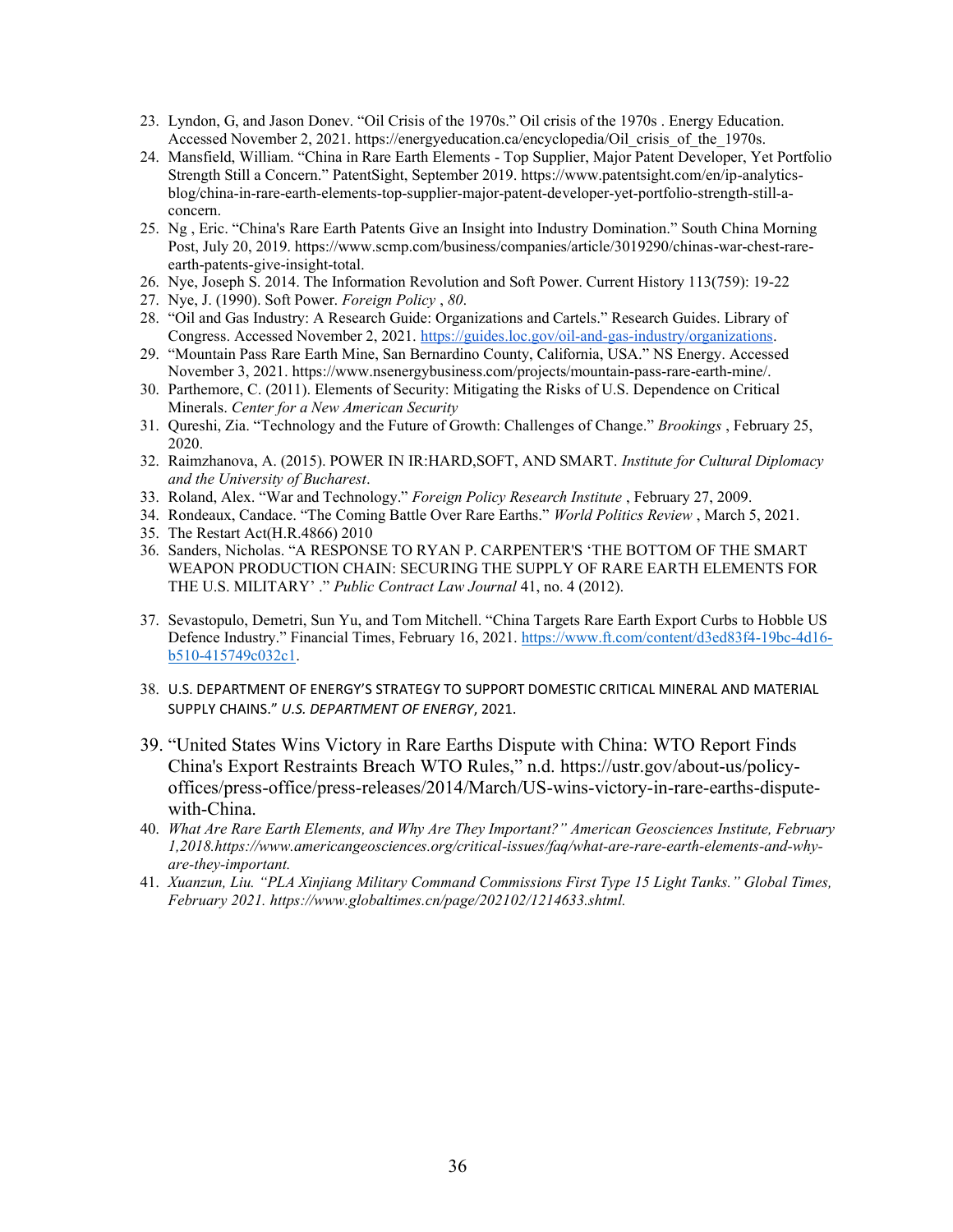23. Lyndon, G, and Jason Donev. "Oil Crisis of the 1970s." Oil crisis of the 1970s . Energy Education. Accessed November 2, 2021. https://energyeducation.ca/encyclopedia/Oil_crisis_of_the_1970s.
24. Mansfield, William. "China in Rare Earth Elements - Top Supplier, Major Patent Developer, Yet Portfolio Strength Still a Concern." PatentSight, September 2019. https://www.patentsight.com/en/ip-analytics-blog/china-in-rare-earth-elements-top-supplier-major-patent-developer-yet-portfolio-strength-still-a-concern.
25. Ng , Eric. "China's Rare Earth Patents Give an Insight into Industry Domination." South China Morning Post, July 20, 2019. https://www.scmp.com/business/companies/article/3019290/chinas-war-chest-rare-earth-patents-give-insight-total.
26. Nye, Joseph S. 2014. The Information Revolution and Soft Power. Current History 113(759): 19-22
27. Nye, J. (1990). Soft Power. *Foreign Policy* , *80*.
28. "Oil and Gas Industry: A Research Guide: Organizations and Cartels." Research Guides. Library of Congress. Accessed November 2, 2021. https://guides.loc.gov/oil-and-gas-industry/organizations.
29. "Mountain Pass Rare Earth Mine, San Bernardino County, California, USA." NS Energy. Accessed November 3, 2021. https://www.nsenergybusiness.com/projects/mountain-pass-rare-earth-mine/.
30. Parthemore, C. (2011). Elements of Security: Mitigating the Risks of U.S. Dependence on Critical Minerals. *Center for a New American Security*
31. Qureshi, Zia. "Technology and the Future of Growth: Challenges of Change." *Brookings* , February 25, 2020.
32. Raimzhanova, A. (2015). POWER IN IR:HARD,SOFT, AND SMART. *Institute for Cultural Diplomacy and the University of Bucharest*.
33. Roland, Alex. "War and Technology." *Foreign Policy Research Institute* , February 27, 2009.
34. Rondeaux, Candace. "The Coming Battle Over Rare Earths." *World Politics Review* , March 5, 2021.
35. The Restart Act(H.R.4866) 2010
36. Sanders, Nicholas. "A RESPONSE TO RYAN P. CARPENTER'S 'THE BOTTOM OF THE SMART WEAPON PRODUCTION CHAIN: SECURING THE SUPPLY OF RARE EARTH ELEMENTS FOR THE U.S. MILITARY' ." *Public Contract Law Journal* 41, no. 4 (2012).
37. Sevastopulo, Demetri, Sun Yu, and Tom Mitchell. "China Targets Rare Earth Export Curbs to Hobble US Defence Industry." Financial Times, February 16, 2021. https://www.ft.com/content/d3ed83f4-19bc-4d16-b510-415749c032c1.
38. U.S. DEPARTMENT OF ENERGY'S STRATEGY TO SUPPORT DOMESTIC CRITICAL MINERAL AND MATERIAL SUPPLY CHAINS." *U.S. DEPARTMENT OF ENERGY*, 2021.
39. "United States Wins Victory in Rare Earths Dispute with China: WTO Report Finds China's Export Restraints Breach WTO Rules," n.d. https://ustr.gov/about-us/policy-offices/press-office/press-releases/2014/March/US-wins-victory-in-rare-earths-dispute-with-China.
40. *What Are Rare Earth Elements, and Why Are They Important?" American Geosciences Institute, February 1,2018.https://www.americangeosciences.org/critical-issues/faq/what-are-rare-earth-elements-and-why-are-they-important.*
41. *Xuanzun, Liu. "PLA Xinjiang Military Command Commissions First Type 15 Light Tanks." Global Times, February 2021. https://www.globaltimes.cn/page/202102/1214633.shtml.*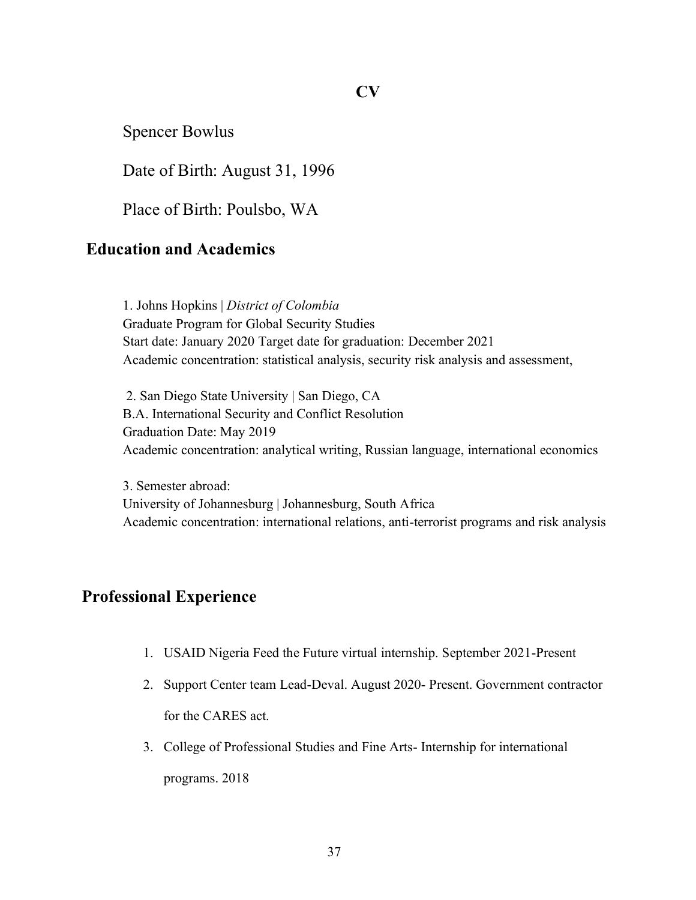# CV

Spencer Bowlus

Date of Birth: August 31, 1996

Place of Birth: Poulsbo, WA

## Education and Academics

1. Johns Hopkins | *District of Colombia*
Graduate Program for Global Security Studies
Start date: January 2020 Target date for graduation: December 2021
Academic concentration: statistical analysis, security risk analysis and assessment,

2. San Diego State University | San Diego, CA
B.A. International Security and Conflict Resolution
Graduation Date: May 2019
Academic concentration: analytical writing, Russian language, international economics

3. Semester abroad:
University of Johannesburg | Johannesburg, South Africa
Academic concentration: international relations, anti-terrorist programs and risk analysis

## Professional Experience

1. USAID Nigeria Feed the Future virtual internship. September 2021-Present
2. Support Center team Lead-Deval. August 2020- Present. Government contractor for the CARES act.
3. College of Professional Studies and Fine Arts- Internship for international programs. 2018